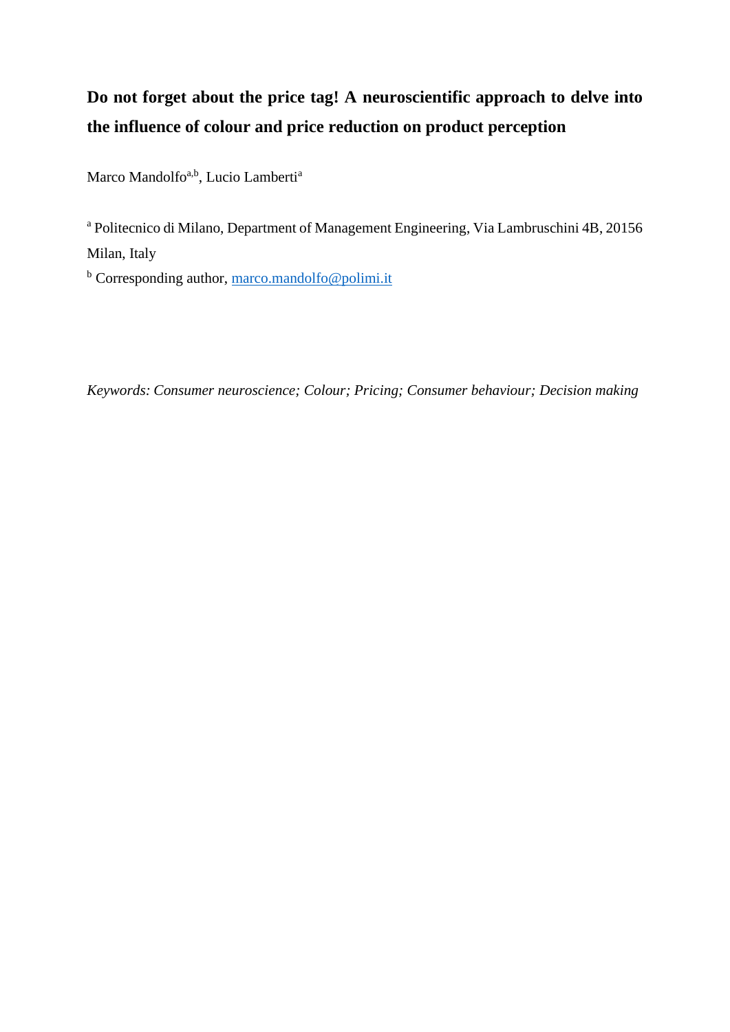# Do not forget about the price tag! A neuroscientific approach to delve into the influence of colour and price reduction on product perception

Marco Mandolfo[a,b], Lucio Lamberti[a]

[a] Politecnico di Milano, Department of Management Engineering, Via Lambruschini 4B, 20156 Milan, Italy

[b] Corresponding author, marco.mandolfo@polimi.it

*Keywords: Consumer neuroscience; Colour; Pricing; Consumer behaviour; Decision making*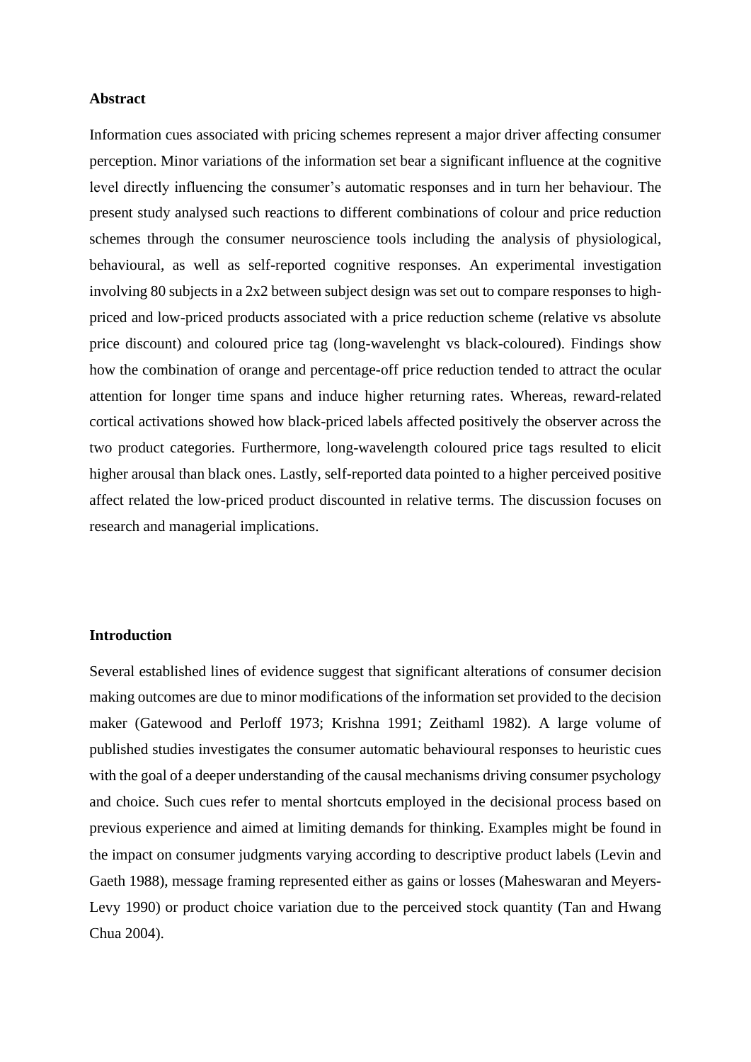**Abstract**

Information cues associated with pricing schemes represent a major driver affecting consumer perception. Minor variations of the information set bear a significant influence at the cognitive level directly influencing the consumer's automatic responses and in turn her behaviour. The present study analysed such reactions to different combinations of colour and price reduction schemes through the consumer neuroscience tools including the analysis of physiological, behavioural, as well as self-reported cognitive responses. An experimental investigation involving 80 subjects in a 2x2 between subject design was set out to compare responses to high-priced and low-priced products associated with a price reduction scheme (relative vs absolute price discount) and coloured price tag (long-wavelenght vs black-coloured). Findings show how the combination of orange and percentage-off price reduction tended to attract the ocular attention for longer time spans and induce higher returning rates. Whereas, reward-related cortical activations showed how black-priced labels affected positively the observer across the two product categories. Furthermore, long-wavelength coloured price tags resulted to elicit higher arousal than black ones. Lastly, self-reported data pointed to a higher perceived positive affect related the low-priced product discounted in relative terms. The discussion focuses on research and managerial implications.

**Introduction**

Several established lines of evidence suggest that significant alterations of consumer decision making outcomes are due to minor modifications of the information set provided to the decision maker (Gatewood and Perloff 1973; Krishna 1991; Zeithaml 1982). A large volume of published studies investigates the consumer automatic behavioural responses to heuristic cues with the goal of a deeper understanding of the causal mechanisms driving consumer psychology and choice. Such cues refer to mental shortcuts employed in the decisional process based on previous experience and aimed at limiting demands for thinking. Examples might be found in the impact on consumer judgments varying according to descriptive product labels (Levin and Gaeth 1988), message framing represented either as gains or losses (Maheswaran and Meyers-Levy 1990) or product choice variation due to the perceived stock quantity (Tan and Hwang Chua 2004).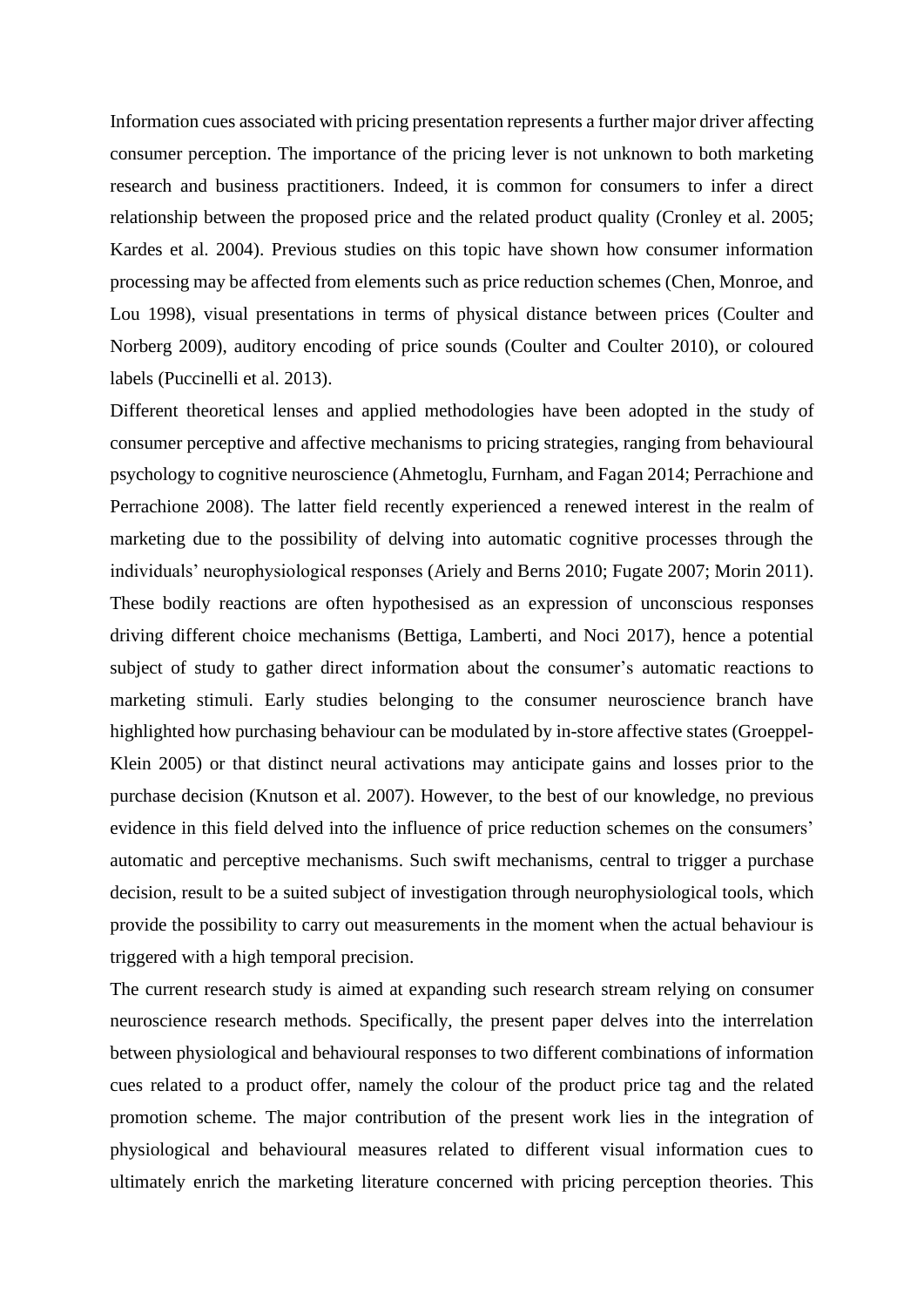Information cues associated with pricing presentation represents a further major driver affecting consumer perception. The importance of the pricing lever is not unknown to both marketing research and business practitioners. Indeed, it is common for consumers to infer a direct relationship between the proposed price and the related product quality (Cronley et al. 2005; Kardes et al. 2004). Previous studies on this topic have shown how consumer information processing may be affected from elements such as price reduction schemes (Chen, Monroe, and Lou 1998), visual presentations in terms of physical distance between prices (Coulter and Norberg 2009), auditory encoding of price sounds (Coulter and Coulter 2010), or coloured labels (Puccinelli et al. 2013).

Different theoretical lenses and applied methodologies have been adopted in the study of consumer perceptive and affective mechanisms to pricing strategies, ranging from behavioural psychology to cognitive neuroscience (Ahmetoglu, Furnham, and Fagan 2014; Perrachione and Perrachione 2008). The latter field recently experienced a renewed interest in the realm of marketing due to the possibility of delving into automatic cognitive processes through the individuals' neurophysiological responses (Ariely and Berns 2010; Fugate 2007; Morin 2011). These bodily reactions are often hypothesised as an expression of unconscious responses driving different choice mechanisms (Bettiga, Lamberti, and Noci 2017), hence a potential subject of study to gather direct information about the consumer's automatic reactions to marketing stimuli. Early studies belonging to the consumer neuroscience branch have highlighted how purchasing behaviour can be modulated by in-store affective states (Groeppel-Klein 2005) or that distinct neural activations may anticipate gains and losses prior to the purchase decision (Knutson et al. 2007). However, to the best of our knowledge, no previous evidence in this field delved into the influence of price reduction schemes on the consumers' automatic and perceptive mechanisms. Such swift mechanisms, central to trigger a purchase decision, result to be a suited subject of investigation through neurophysiological tools, which provide the possibility to carry out measurements in the moment when the actual behaviour is triggered with a high temporal precision.

The current research study is aimed at expanding such research stream relying on consumer neuroscience research methods. Specifically, the present paper delves into the interrelation between physiological and behavioural responses to two different combinations of information cues related to a product offer, namely the colour of the product price tag and the related promotion scheme. The major contribution of the present work lies in the integration of physiological and behavioural measures related to different visual information cues to ultimately enrich the marketing literature concerned with pricing perception theories. This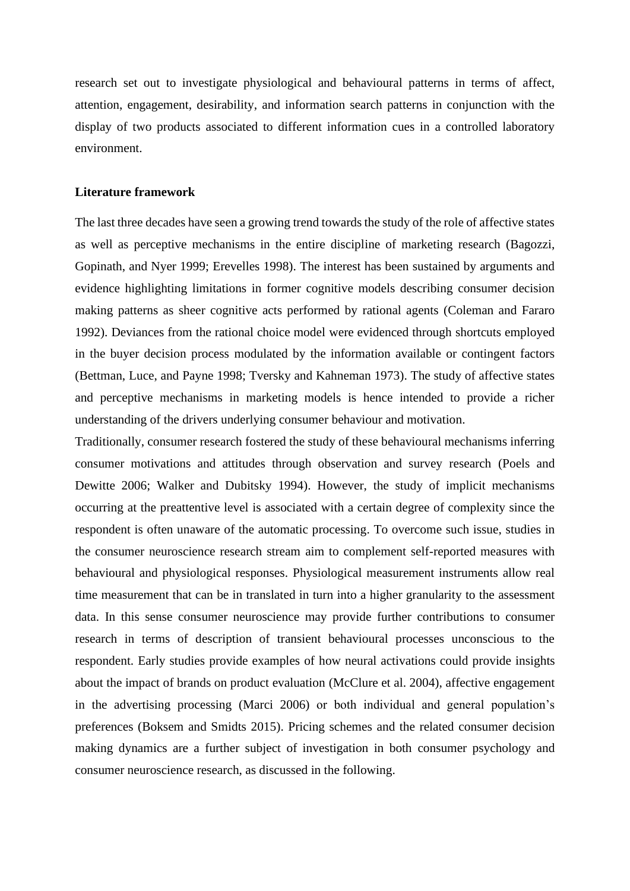research set out to investigate physiological and behavioural patterns in terms of affect, attention, engagement, desirability, and information search patterns in conjunction with the display of two products associated to different information cues in a controlled laboratory environment.

## Literature framework

The last three decades have seen a growing trend towards the study of the role of affective states as well as perceptive mechanisms in the entire discipline of marketing research (Bagozzi, Gopinath, and Nyer 1999; Erevelles 1998). The interest has been sustained by arguments and evidence highlighting limitations in former cognitive models describing consumer decision making patterns as sheer cognitive acts performed by rational agents (Coleman and Fararo 1992). Deviances from the rational choice model were evidenced through shortcuts employed in the buyer decision process modulated by the information available or contingent factors (Bettman, Luce, and Payne 1998; Tversky and Kahneman 1973). The study of affective states and perceptive mechanisms in marketing models is hence intended to provide a richer understanding of the drivers underlying consumer behaviour and motivation.

Traditionally, consumer research fostered the study of these behavioural mechanisms inferring consumer motivations and attitudes through observation and survey research (Poels and Dewitte 2006; Walker and Dubitsky 1994). However, the study of implicit mechanisms occurring at the preattentive level is associated with a certain degree of complexity since the respondent is often unaware of the automatic processing. To overcome such issue, studies in the consumer neuroscience research stream aim to complement self-reported measures with behavioural and physiological responses. Physiological measurement instruments allow real time measurement that can be in translated in turn into a higher granularity to the assessment data. In this sense consumer neuroscience may provide further contributions to consumer research in terms of description of transient behavioural processes unconscious to the respondent. Early studies provide examples of how neural activations could provide insights about the impact of brands on product evaluation (McClure et al. 2004), affective engagement in the advertising processing (Marci 2006) or both individual and general population's preferences (Boksem and Smidts 2015). Pricing schemes and the related consumer decision making dynamics are a further subject of investigation in both consumer psychology and consumer neuroscience research, as discussed in the following.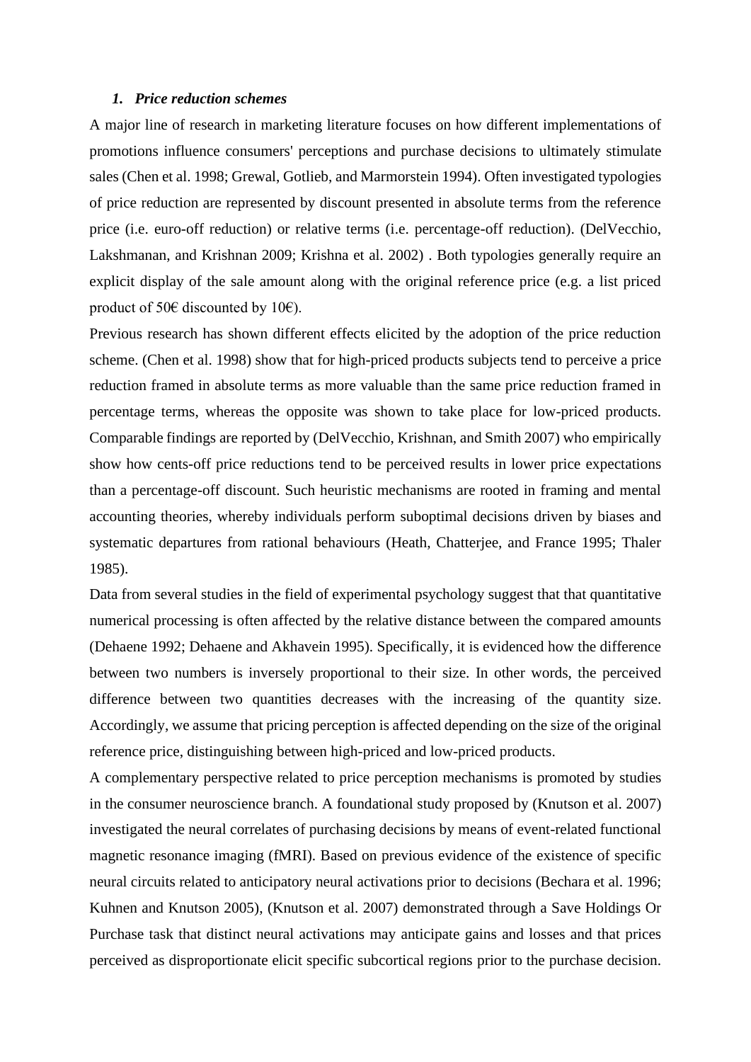### 1. *Price reduction schemes*

A major line of research in marketing literature focuses on how different implementations of promotions influence consumers' perceptions and purchase decisions to ultimately stimulate sales (Chen et al. 1998; Grewal, Gotlieb, and Marmorstein 1994). Often investigated typologies of price reduction are represented by discount presented in absolute terms from the reference price (i.e. euro-off reduction) or relative terms (i.e. percentage-off reduction). (DelVecchio, Lakshmanan, and Krishnan 2009; Krishna et al. 2002) . Both typologies generally require an explicit display of the sale amount along with the original reference price (e.g. a list priced product of 50€ discounted by 10€).

Previous research has shown different effects elicited by the adoption of the price reduction scheme. (Chen et al. 1998) show that for high-priced products subjects tend to perceive a price reduction framed in absolute terms as more valuable than the same price reduction framed in percentage terms, whereas the opposite was shown to take place for low-priced products. Comparable findings are reported by (DelVecchio, Krishnan, and Smith 2007) who empirically show how cents-off price reductions tend to be perceived results in lower price expectations than a percentage-off discount. Such heuristic mechanisms are rooted in framing and mental accounting theories, whereby individuals perform suboptimal decisions driven by biases and systematic departures from rational behaviours (Heath, Chatterjee, and France 1995; Thaler 1985).

Data from several studies in the field of experimental psychology suggest that that quantitative numerical processing is often affected by the relative distance between the compared amounts (Dehaene 1992; Dehaene and Akhavein 1995). Specifically, it is evidenced how the difference between two numbers is inversely proportional to their size. In other words, the perceived difference between two quantities decreases with the increasing of the quantity size. Accordingly, we assume that pricing perception is affected depending on the size of the original reference price, distinguishing between high-priced and low-priced products.

A complementary perspective related to price perception mechanisms is promoted by studies in the consumer neuroscience branch. A foundational study proposed by (Knutson et al. 2007) investigated the neural correlates of purchasing decisions by means of event-related functional magnetic resonance imaging (fMRI). Based on previous evidence of the existence of specific neural circuits related to anticipatory neural activations prior to decisions (Bechara et al. 1996; Kuhnen and Knutson 2005), (Knutson et al. 2007) demonstrated through a Save Holdings Or Purchase task that distinct neural activations may anticipate gains and losses and that prices perceived as disproportionate elicit specific subcortical regions prior to the purchase decision.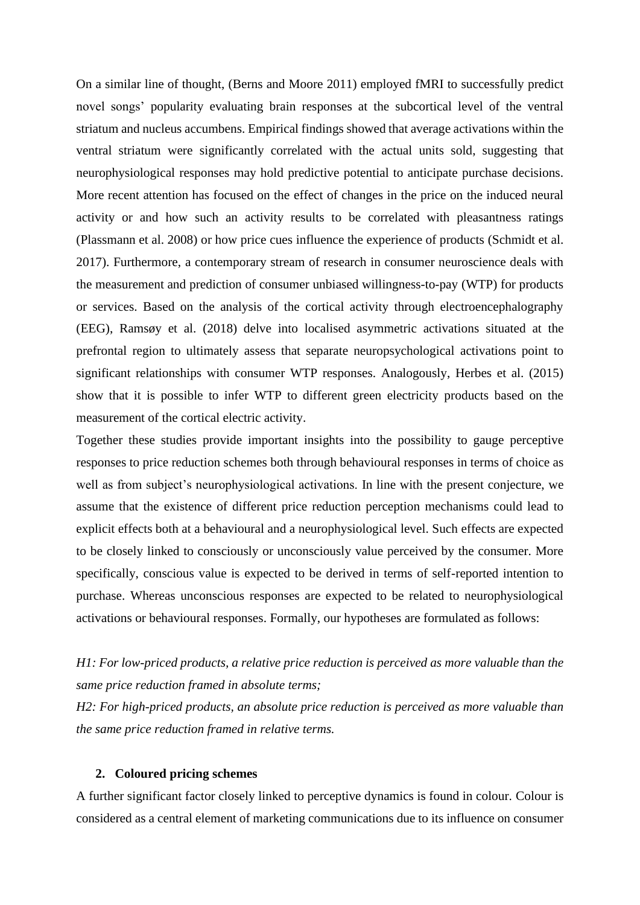On a similar line of thought, (Berns and Moore 2011) employed fMRI to successfully predict novel songs' popularity evaluating brain responses at the subcortical level of the ventral striatum and nucleus accumbens. Empirical findings showed that average activations within the ventral striatum were significantly correlated with the actual units sold, suggesting that neurophysiological responses may hold predictive potential to anticipate purchase decisions. More recent attention has focused on the effect of changes in the price on the induced neural activity or and how such an activity results to be correlated with pleasantness ratings (Plassmann et al. 2008) or how price cues influence the experience of products (Schmidt et al. 2017). Furthermore, a contemporary stream of research in consumer neuroscience deals with the measurement and prediction of consumer unbiased willingness-to-pay (WTP) for products or services. Based on the analysis of the cortical activity through electroencephalography (EEG), Ramsøy et al. (2018) delve into localised asymmetric activations situated at the prefrontal region to ultimately assess that separate neuropsychological activations point to significant relationships with consumer WTP responses. Analogously, Herbes et al. (2015) show that it is possible to infer WTP to different green electricity products based on the measurement of the cortical electric activity.

Together these studies provide important insights into the possibility to gauge perceptive responses to price reduction schemes both through behavioural responses in terms of choice as well as from subject's neurophysiological activations. In line with the present conjecture, we assume that the existence of different price reduction perception mechanisms could lead to explicit effects both at a behavioural and a neurophysiological level. Such effects are expected to be closely linked to consciously or unconsciously value perceived by the consumer. More specifically, conscious value is expected to be derived in terms of self-reported intention to purchase. Whereas unconscious responses are expected to be related to neurophysiological activations or behavioural responses. Formally, our hypotheses are formulated as follows:

*H1: For low-priced products, a relative price reduction is perceived as more valuable than the same price reduction framed in absolute terms;*

*H2: For high-priced products, an absolute price reduction is perceived as more valuable than the same price reduction framed in relative terms.*

## 2. Coloured pricing schemes

A further significant factor closely linked to perceptive dynamics is found in colour. Colour is considered as a central element of marketing communications due to its influence on consumer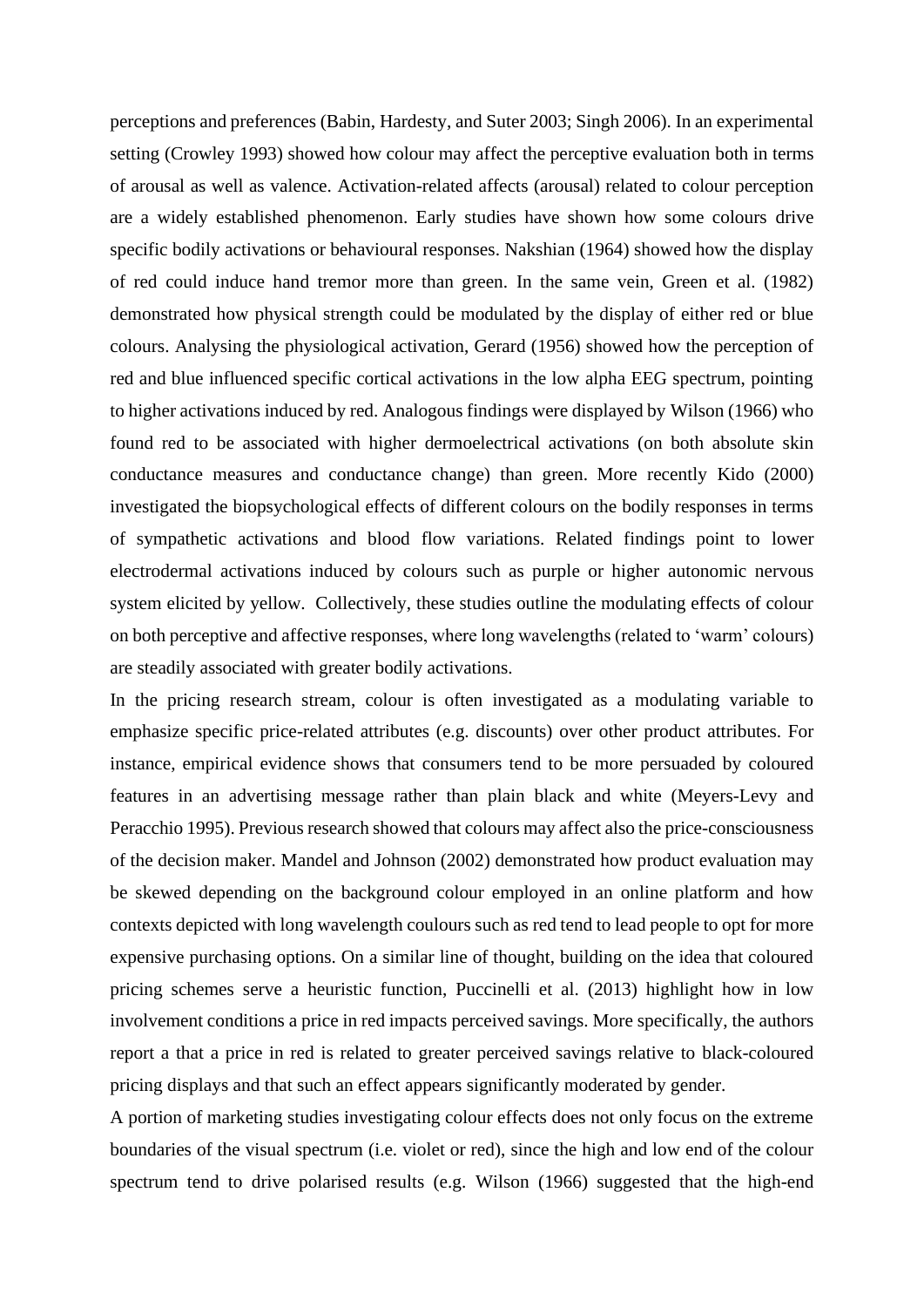perceptions and preferences (Babin, Hardesty, and Suter 2003; Singh 2006). In an experimental setting (Crowley 1993) showed how colour may affect the perceptive evaluation both in terms of arousal as well as valence. Activation-related affects (arousal) related to colour perception are a widely established phenomenon. Early studies have shown how some colours drive specific bodily activations or behavioural responses. Nakshian (1964) showed how the display of red could induce hand tremor more than green. In the same vein, Green et al. (1982) demonstrated how physical strength could be modulated by the display of either red or blue colours. Analysing the physiological activation, Gerard (1956) showed how the perception of red and blue influenced specific cortical activations in the low alpha EEG spectrum, pointing to higher activations induced by red. Analogous findings were displayed by Wilson (1966) who found red to be associated with higher dermoelectrical activations (on both absolute skin conductance measures and conductance change) than green. More recently Kido (2000) investigated the biopsychological effects of different colours on the bodily responses in terms of sympathetic activations and blood flow variations. Related findings point to lower electrodermal activations induced by colours such as purple or higher autonomic nervous system elicited by yellow. Collectively, these studies outline the modulating effects of colour on both perceptive and affective responses, where long wavelengths (related to 'warm' colours) are steadily associated with greater bodily activations.

In the pricing research stream, colour is often investigated as a modulating variable to emphasize specific price-related attributes (e.g. discounts) over other product attributes. For instance, empirical evidence shows that consumers tend to be more persuaded by coloured features in an advertising message rather than plain black and white (Meyers-Levy and Peracchio 1995). Previous research showed that colours may affect also the price-consciousness of the decision maker. Mandel and Johnson (2002) demonstrated how product evaluation may be skewed depending on the background colour employed in an online platform and how contexts depicted with long wavelength coulours such as red tend to lead people to opt for more expensive purchasing options. On a similar line of thought, building on the idea that coloured pricing schemes serve a heuristic function, Puccinelli et al. (2013) highlight how in low involvement conditions a price in red impacts perceived savings. More specifically, the authors report a that a price in red is related to greater perceived savings relative to black-coloured pricing displays and that such an effect appears significantly moderated by gender.

A portion of marketing studies investigating colour effects does not only focus on the extreme boundaries of the visual spectrum (i.e. violet or red), since the high and low end of the colour spectrum tend to drive polarised results (e.g. Wilson (1966) suggested that the high-end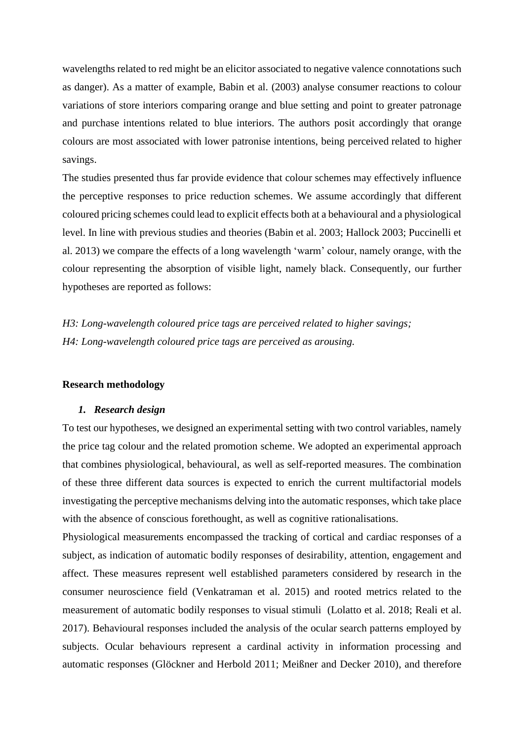wavelengths related to red might be an elicitor associated to negative valence connotations such as danger). As a matter of example, Babin et al. (2003) analyse consumer reactions to colour variations of store interiors comparing orange and blue setting and point to greater patronage and purchase intentions related to blue interiors. The authors posit accordingly that orange colours are most associated with lower patronise intentions, being perceived related to higher savings.

The studies presented thus far provide evidence that colour schemes may effectively influence the perceptive responses to price reduction schemes. We assume accordingly that different coloured pricing schemes could lead to explicit effects both at a behavioural and a physiological level. In line with previous studies and theories (Babin et al. 2003; Hallock 2003; Puccinelli et al. 2013) we compare the effects of a long wavelength 'warm' colour, namely orange, with the colour representing the absorption of visible light, namely black. Consequently, our further hypotheses are reported as follows:

*H3: Long-wavelength coloured price tags are perceived related to higher savings;*
*H4: Long-wavelength coloured price tags are perceived as arousing.*

## Research methodology

### 1. *Research design*

To test our hypotheses, we designed an experimental setting with two control variables, namely the price tag colour and the related promotion scheme. We adopted an experimental approach that combines physiological, behavioural, as well as self-reported measures. The combination of these three different data sources is expected to enrich the current multifactorial models investigating the perceptive mechanisms delving into the automatic responses, which take place with the absence of conscious forethought, as well as cognitive rationalisations.

Physiological measurements encompassed the tracking of cortical and cardiac responses of a subject, as indication of automatic bodily responses of desirability, attention, engagement and affect. These measures represent well established parameters considered by research in the consumer neuroscience field (Venkatraman et al. 2015) and rooted metrics related to the measurement of automatic bodily responses to visual stimuli (Lolatto et al. 2018; Reali et al. 2017). Behavioural responses included the analysis of the ocular search patterns employed by subjects. Ocular behaviours represent a cardinal activity in information processing and automatic responses (Glöckner and Herbold 2011; Meißner and Decker 2010), and therefore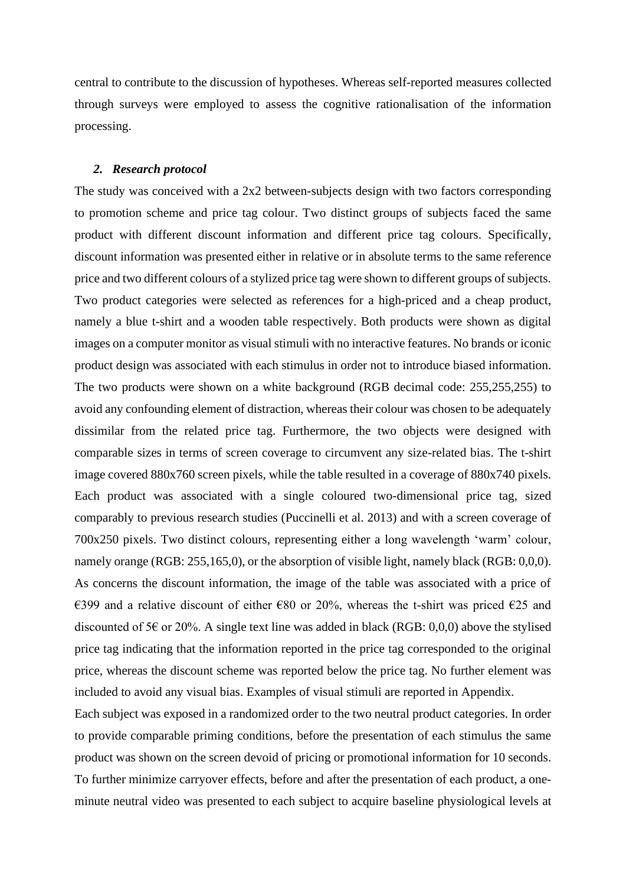central to contribute to the discussion of hypotheses. Whereas self-reported measures collected through surveys were employed to assess the cognitive rationalisation of the information processing.

### *2. Research protocol*

The study was conceived with a 2x2 between-subjects design with two factors corresponding to promotion scheme and price tag colour. Two distinct groups of subjects faced the same product with different discount information and different price tag colours. Specifically, discount information was presented either in relative or in absolute terms to the same reference price and two different colours of a stylized price tag were shown to different groups of subjects. Two product categories were selected as references for a high-priced and a cheap product, namely a blue t-shirt and a wooden table respectively. Both products were shown as digital images on a computer monitor as visual stimuli with no interactive features. No brands or iconic product design was associated with each stimulus in order not to introduce biased information. The two products were shown on a white background (RGB decimal code: 255,255,255) to avoid any confounding element of distraction, whereas their colour was chosen to be adequately dissimilar from the related price tag. Furthermore, the two objects were designed with comparable sizes in terms of screen coverage to circumvent any size-related bias. The t-shirt image covered 880x760 screen pixels, while the table resulted in a coverage of 880x740 pixels. Each product was associated with a single coloured two-dimensional price tag, sized comparably to previous research studies (Puccinelli et al. 2013) and with a screen coverage of 700x250 pixels. Two distinct colours, representing either a long wavelength 'warm' colour, namely orange (RGB: 255,165,0), or the absorption of visible light, namely black (RGB: 0,0,0). As concerns the discount information, the image of the table was associated with a price of €399 and a relative discount of either €80 or 20%, whereas the t-shirt was priced €25 and discounted of 5€ or 20%. A single text line was added in black (RGB: 0,0,0) above the stylised price tag indicating that the information reported in the price tag corresponded to the original price, whereas the discount scheme was reported below the price tag. No further element was included to avoid any visual bias. Examples of visual stimuli are reported in Appendix.

Each subject was exposed in a randomized order to the two neutral product categories. In order to provide comparable priming conditions, before the presentation of each stimulus the same product was shown on the screen devoid of pricing or promotional information for 10 seconds. To further minimize carryover effects, before and after the presentation of each product, a one-minute neutral video was presented to each subject to acquire baseline physiological levels at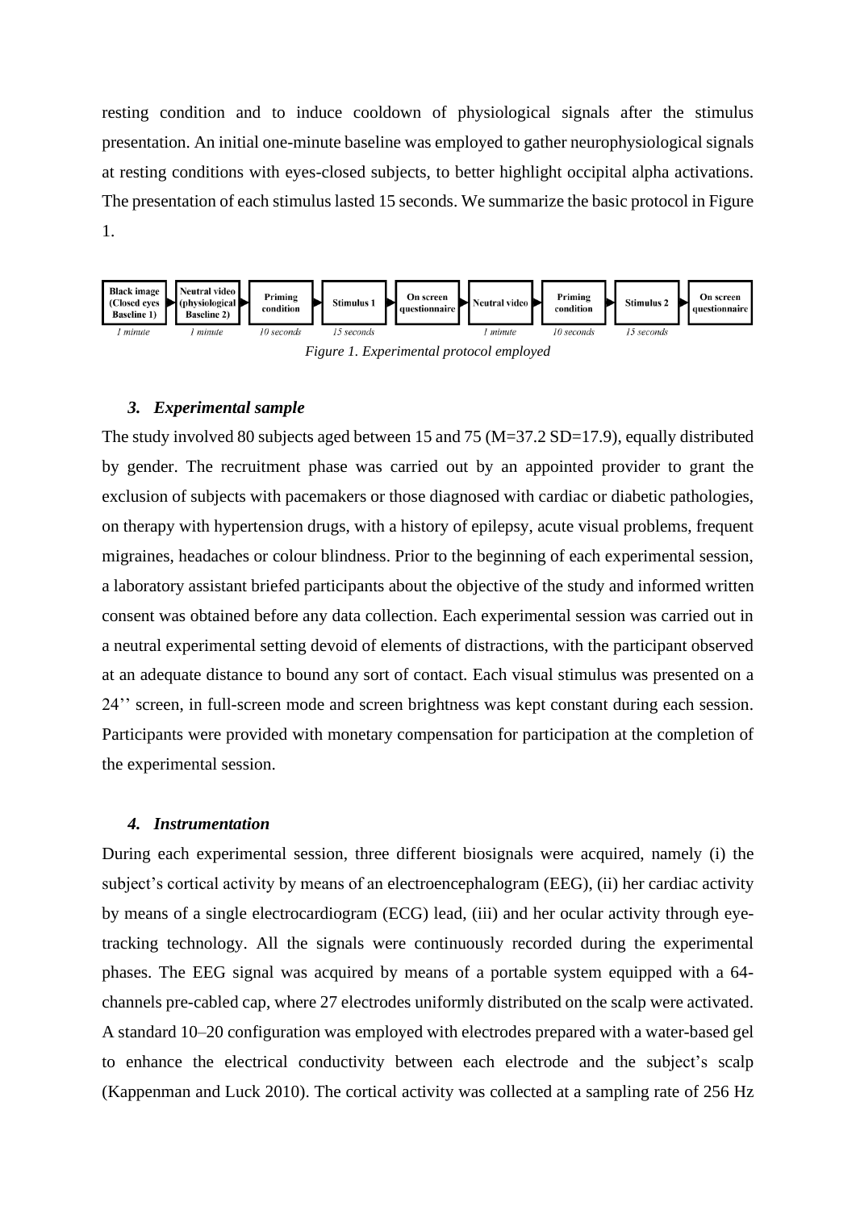resting condition and to induce cooldown of physiological signals after the stimulus presentation. An initial one-minute baseline was employed to gather neurophysiological signals at resting conditions with eyes-closed subjects, to better highlight occipital alpha activations. The presentation of each stimulus lasted 15 seconds. We summarize the basic protocol in Figure 1.

| Black image (Closed eyes Baseline 1) | Neutral video (physiological Baseline 2) | Priming condition | Stimulus 1 | On screen questionnaire | Neutral video | Priming condition | Stimulus 2 | On screen questionnaire |
|---|---|---|---|---|---|---|---|---|
| *1 minute* | *1 minute* | *10 seconds* | *15 seconds* | | *1 minute* | *10 seconds* | *15 seconds* | |

*Figure 1. Experimental protocol employed*

### *3. Experimental sample*

The study involved 80 subjects aged between 15 and 75 (M=37.2 SD=17.9), equally distributed by gender. The recruitment phase was carried out by an appointed provider to grant the exclusion of subjects with pacemakers or those diagnosed with cardiac or diabetic pathologies, on therapy with hypertension drugs, with a history of epilepsy, acute visual problems, frequent migraines, headaches or colour blindness. Prior to the beginning of each experimental session, a laboratory assistant briefed participants about the objective of the study and informed written consent was obtained before any data collection. Each experimental session was carried out in a neutral experimental setting devoid of elements of distractions, with the participant observed at an adequate distance to bound any sort of contact. Each visual stimulus was presented on a 24'' screen, in full-screen mode and screen brightness was kept constant during each session. Participants were provided with monetary compensation for participation at the completion of the experimental session.

### *4. Instrumentation*

During each experimental session, three different biosignals were acquired, namely (i) the subject's cortical activity by means of an electroencephalogram (EEG), (ii) her cardiac activity by means of a single electrocardiogram (ECG) lead, (iii) and her ocular activity through eye-tracking technology. All the signals were continuously recorded during the experimental phases. The EEG signal was acquired by means of a portable system equipped with a 64-channels pre-cabled cap, where 27 electrodes uniformly distributed on the scalp were activated. A standard 10–20 configuration was employed with electrodes prepared with a water-based gel to enhance the electrical conductivity between each electrode and the subject's scalp (Kappenman and Luck 2010). The cortical activity was collected at a sampling rate of 256 Hz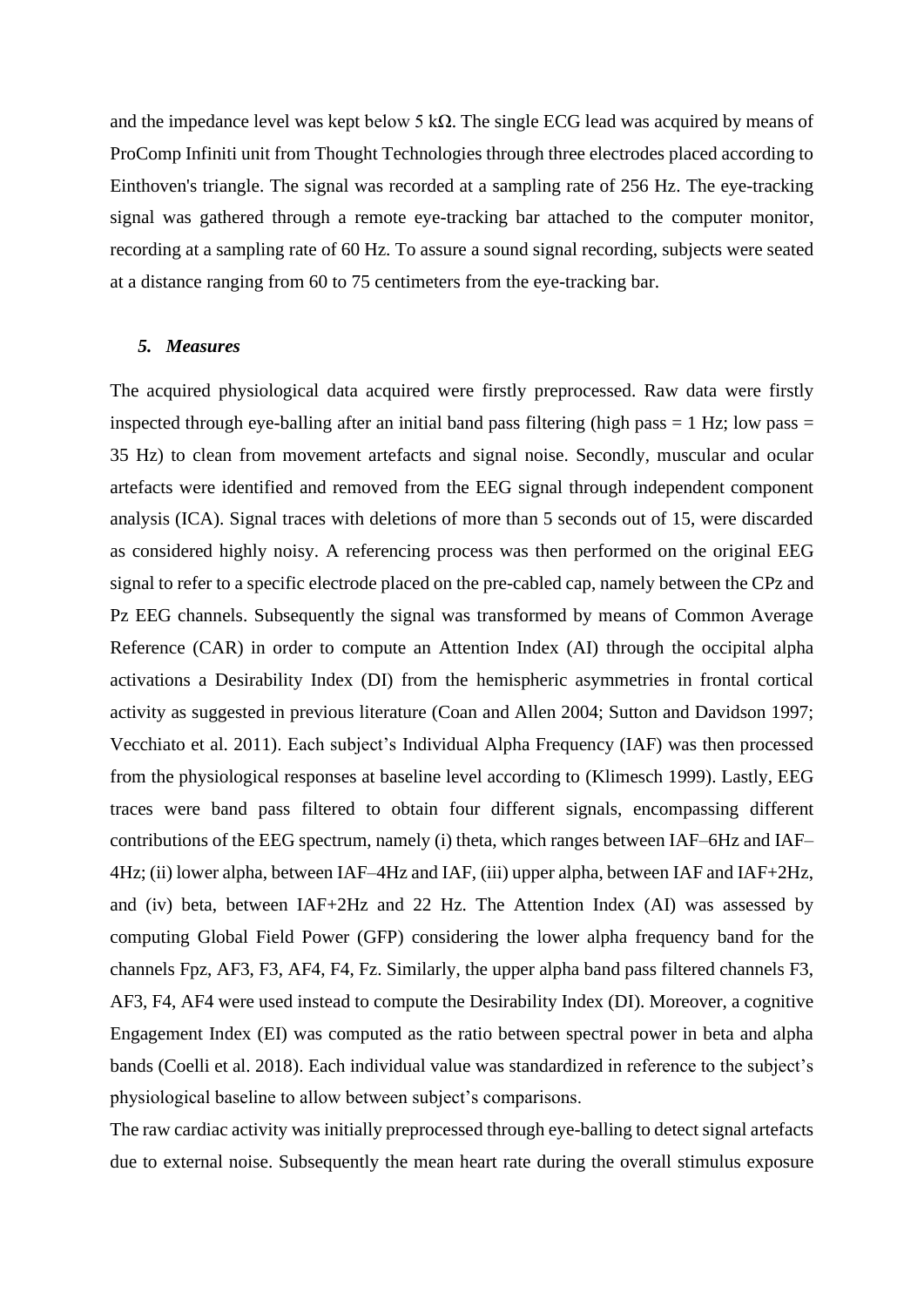and the impedance level was kept below 5 kΩ. The single ECG lead was acquired by means of ProComp Infiniti unit from Thought Technologies through three electrodes placed according to Einthoven's triangle. The signal was recorded at a sampling rate of 256 Hz. The eye-tracking signal was gathered through a remote eye-tracking bar attached to the computer monitor, recording at a sampling rate of 60 Hz. To assure a sound signal recording, subjects were seated at a distance ranging from 60 to 75 centimeters from the eye-tracking bar.

### *5. Measures*

The acquired physiological data acquired were firstly preprocessed. Raw data were firstly inspected through eye-balling after an initial band pass filtering (high pass = 1 Hz; low pass = 35 Hz) to clean from movement artefacts and signal noise. Secondly, muscular and ocular artefacts were identified and removed from the EEG signal through independent component analysis (ICA). Signal traces with deletions of more than 5 seconds out of 15, were discarded as considered highly noisy. A referencing process was then performed on the original EEG signal to refer to a specific electrode placed on the pre-cabled cap, namely between the CPz and Pz EEG channels. Subsequently the signal was transformed by means of Common Average Reference (CAR) in order to compute an Attention Index (AI) through the occipital alpha activations a Desirability Index (DI) from the hemispheric asymmetries in frontal cortical activity as suggested in previous literature (Coan and Allen 2004; Sutton and Davidson 1997; Vecchiato et al. 2011). Each subject's Individual Alpha Frequency (IAF) was then processed from the physiological responses at baseline level according to (Klimesch 1999). Lastly, EEG traces were band pass filtered to obtain four different signals, encompassing different contributions of the EEG spectrum, namely (i) theta, which ranges between IAF–6Hz and IAF–4Hz; (ii) lower alpha, between IAF–4Hz and IAF, (iii) upper alpha, between IAF and IAF+2Hz, and (iv) beta, between IAF+2Hz and 22 Hz. The Attention Index (AI) was assessed by computing Global Field Power (GFP) considering the lower alpha frequency band for the channels Fpz, AF3, F3, AF4, F4, Fz. Similarly, the upper alpha band pass filtered channels F3, AF3, F4, AF4 were used instead to compute the Desirability Index (DI). Moreover, a cognitive Engagement Index (EI) was computed as the ratio between spectral power in beta and alpha bands (Coelli et al. 2018). Each individual value was standardized in reference to the subject's physiological baseline to allow between subject's comparisons.

The raw cardiac activity was initially preprocessed through eye-balling to detect signal artefacts due to external noise. Subsequently the mean heart rate during the overall stimulus exposure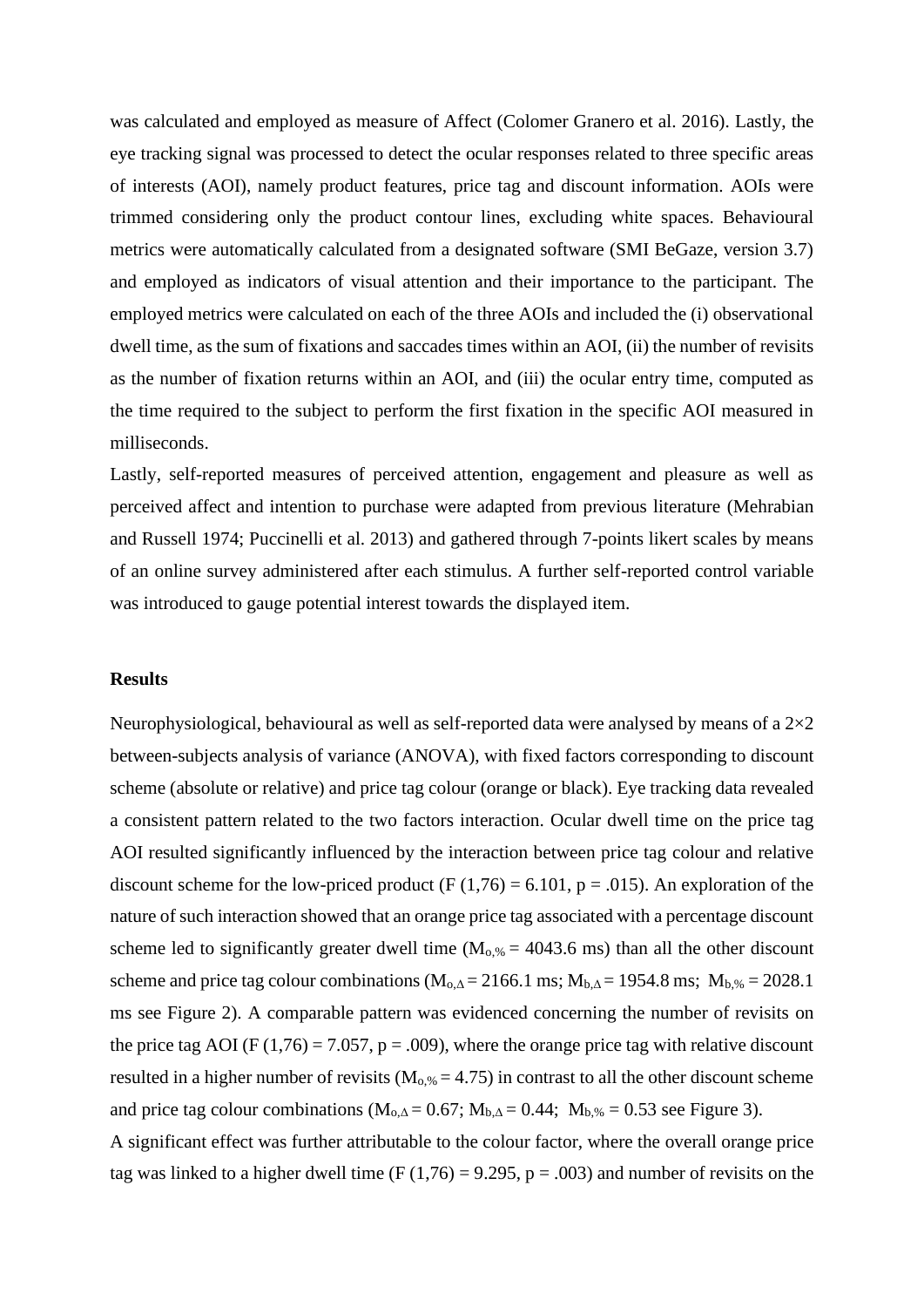was calculated and employed as measure of Affect (Colomer Granero et al. 2016). Lastly, the eye tracking signal was processed to detect the ocular responses related to three specific areas of interests (AOI), namely product features, price tag and discount information. AOIs were trimmed considering only the product contour lines, excluding white spaces. Behavioural metrics were automatically calculated from a designated software (SMI BeGaze, version 3.7) and employed as indicators of visual attention and their importance to the participant. The employed metrics were calculated on each of the three AOIs and included the (i) observational dwell time, as the sum of fixations and saccades times within an AOI, (ii) the number of revisits as the number of fixation returns within an AOI, and (iii) the ocular entry time, computed as the time required to the subject to perform the first fixation in the specific AOI measured in milliseconds.

Lastly, self-reported measures of perceived attention, engagement and pleasure as well as perceived affect and intention to purchase were adapted from previous literature (Mehrabian and Russell 1974; Puccinelli et al. 2013) and gathered through 7-points likert scales by means of an online survey administered after each stimulus. A further self-reported control variable was introduced to gauge potential interest towards the displayed item.

## Results

Neurophysiological, behavioural as well as self-reported data were analysed by means of a 2×2 between-subjects analysis of variance (ANOVA), with fixed factors corresponding to discount scheme (absolute or relative) and price tag colour (orange or black). Eye tracking data revealed a consistent pattern related to the two factors interaction. Ocular dwell time on the price tag AOI resulted significantly influenced by the interaction between price tag colour and relative discount scheme for the low-priced product ($F(1,76) = 6.101$, $p = .015$). An exploration of the nature of such interaction showed that an orange price tag associated with a percentage discount scheme led to significantly greater dwell time ($M_{o,\%} = 4043.6$ ms) than all the other discount scheme and price tag colour combinations ($M_{o,\Delta} = 2166.1$ ms; $M_{b,\Delta} = 1954.8$ ms; $M_{b,\%} = 2028.1$ ms see Figure 2). A comparable pattern was evidenced concerning the number of revisits on the price tag AOI ($F(1,76) = 7.057$, $p = .009$), where the orange price tag with relative discount resulted in a higher number of revisits ($M_{o,\%} = 4.75$) in contrast to all the other discount scheme and price tag colour combinations ($M_{o,\Delta} = 0.67$; $M_{b,\Delta} = 0.44$; $M_{b,\%} = 0.53$ see Figure 3).

A significant effect was further attributable to the colour factor, where the overall orange price tag was linked to a higher dwell time ($F(1,76) = 9.295$, $p = .003$) and number of revisits on the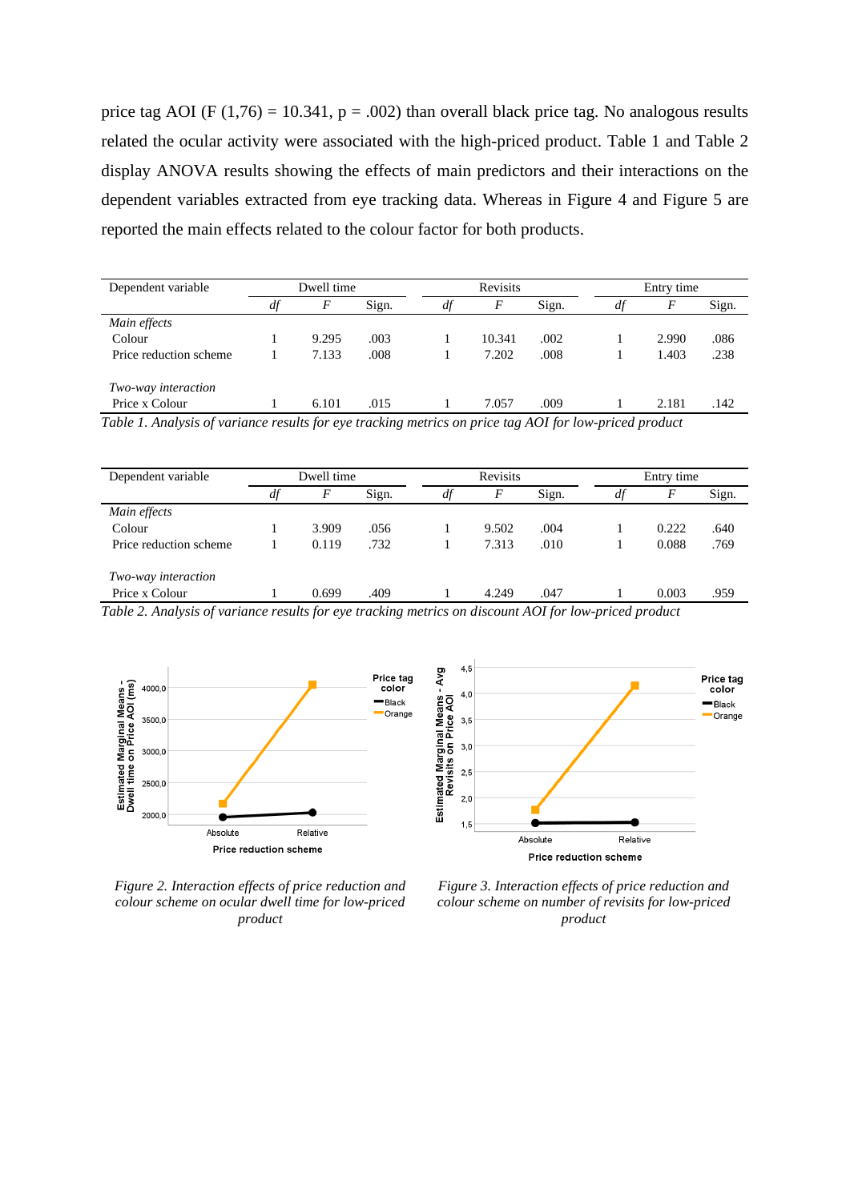price tag AOI ($F(1,76) = 10.341$, $p = .002$) than overall black price tag. No analogous results related the ocular activity were associated with the high-priced product. Table 1 and Table 2 display ANOVA results showing the effects of main predictors and their interactions on the dependent variables extracted from eye tracking data. Whereas in Figure 4 and Figure 5 are reported the main effects related to the colour factor for both products.

| Dependent variable | Dwell time | | | Revisits | | | Entry time | | |
|---|---|---|---|---|---|---|---|---|---|
| | *df* | *F* | Sign. | *df* | *F* | Sign. | *df* | *F* | Sign. |
| *Main effects* | | | | | | | | | |
| Colour | 1 | 9.295 | .003 | 1 | 10.341 | .002 | 1 | 2.990 | .086 |
| Price reduction scheme | 1 | 7.133 | .008 | 1 | 7.202 | .008 | 1 | 1.403 | .238 |
| *Two-way interaction* | | | | | | | | | |
| Price x Colour | 1 | 6.101 | .015 | 1 | 7.057 | .009 | 1 | 2.181 | .142 |

*Table 1. Analysis of variance results for eye tracking metrics on price tag AOI for low-priced product*

| Dependent variable | Dwell time | | | Revisits | | | Entry time | | |
|---|---|---|---|---|---|---|---|---|---|
| | *df* | *F* | Sign. | *df* | *F* | Sign. | *df* | *F* | Sign. |
| *Main effects* | | | | | | | | | |
| Colour | 1 | 3.909 | .056 | 1 | 9.502 | .004 | 1 | 0.222 | .640 |
| Price reduction scheme | 1 | 0.119 | .732 | 1 | 7.313 | .010 | 1 | 0.088 | .769 |
| *Two-way interaction* | | | | | | | | | |
| Price x Colour | 1 | 0.699 | .409 | 1 | 4.249 | .047 | 1 | 0.003 | .959 |

*Table 2. Analysis of variance results for eye tracking metrics on discount AOI for low-priced product*

*Figure 2. Interaction effects of price reduction and colour scheme on ocular dwell time for low-priced product*

*Figure 3. Interaction effects of price reduction and colour scheme on number of revisits for low-priced product*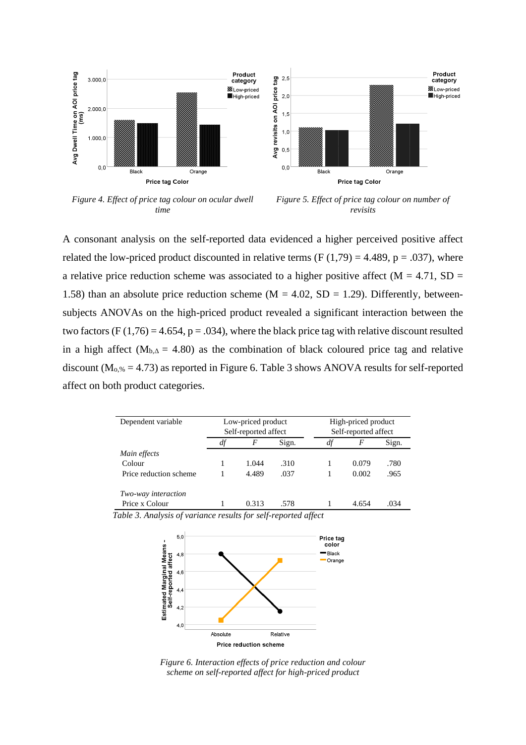*Figure 4. Effect of price tag colour on ocular dwell time*

*Figure 5. Effect of price tag colour on number of revisits*

A consonant analysis on the self-reported data evidenced a higher perceived positive affect related the low-priced product discounted in relative terms ($F(1,79) = 4.489$, $p = .037$), where a relative price reduction scheme was associated to a higher positive affect ($M = 4.71$, $SD = 1.58$) than an absolute price reduction scheme ($M = 4.02$, $SD = 1.29$). Differently, between-subjects ANOVAs on the high-priced product revealed a significant interaction between the two factors ($F(1,76) = 4.654$, $p = .034$), where the black price tag with relative discount resulted in a high affect ($M_{b,\Delta} = 4.80$) as the combination of black coloured price tag and relative discount ($M_{o,\%} = 4.73$) as reported in Figure 6. Table 3 shows ANOVA results for self-reported affect on both product categories.

| Dependent variable | Low-priced product Self-reported affect | | | High-priced product Self-reported affect | | |
|---|---|---|---|---|---|---|
| | *df* | *F* | Sign. | *df* | *F* | Sign. |
| *Main effects* | | | | | | |
| Colour | 1 | 1.044 | .310 | 1 | 0.079 | .780 |
| Price reduction scheme | 1 | 4.489 | .037 | 1 | 0.002 | .965 |
| *Two-way interaction* | | | | | | |
| Price x Colour | 1 | 0.313 | .578 | 1 | 4.654 | .034 |

*Table 3. Analysis of variance results for self-reported affect*

*Figure 6. Interaction effects of price reduction and colour scheme on self-reported affect for high-priced product*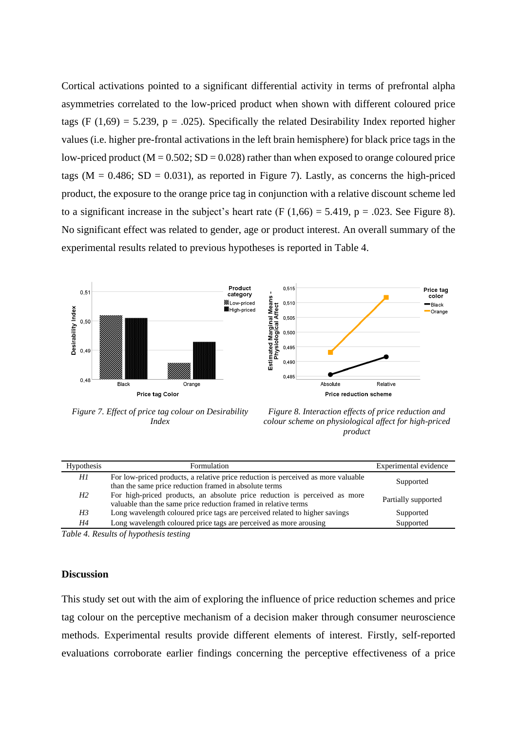Cortical activations pointed to a significant differential activity in terms of prefrontal alpha asymmetries correlated to the low-priced product when shown with different coloured price tags ($F(1,69) = 5.239$, $p = .025$). Specifically the related Desirability Index reported higher values (i.e. higher pre-frontal activations in the left brain hemisphere) for black price tags in the low-priced product ($M = 0.502$; $SD = 0.028$) rather than when exposed to orange coloured price tags ($M = 0.486$; $SD = 0.031$), as reported in Figure 7). Lastly, as concerns the high-priced product, the exposure to the orange price tag in conjunction with a relative discount scheme led to a significant increase in the subject's heart rate ($F(1,66) = 5.419$, $p = .023$. See Figure 8). No significant effect was related to gender, age or product interest. An overall summary of the experimental results related to previous hypotheses is reported in Table 4.

*Figure 7. Effect of price tag colour on Desirability Index*

*Figure 8. Interaction effects of price reduction and colour scheme on physiological affect for high-priced product*

| Hypothesis | Formulation | Experimental evidence |
|---|---|---|
| *H1* | For low-priced products, a relative price reduction is perceived as more valuable than the same price reduction framed in absolute terms | Supported |
| *H2* | For high-priced products, an absolute price reduction is perceived as more valuable than the same price reduction framed in relative terms | Partially supported |
| *H3* | Long wavelength coloured price tags are perceived related to higher savings | Supported |
| *H4* | Long wavelength coloured price tags are perceived as more arousing | Supported |

*Table 4. Results of hypothesis testing*

## Discussion

This study set out with the aim of exploring the influence of price reduction schemes and price tag colour on the perceptive mechanism of a decision maker through consumer neuroscience methods. Experimental results provide different elements of interest. Firstly, self-reported evaluations corroborate earlier findings concerning the perceptive effectiveness of a price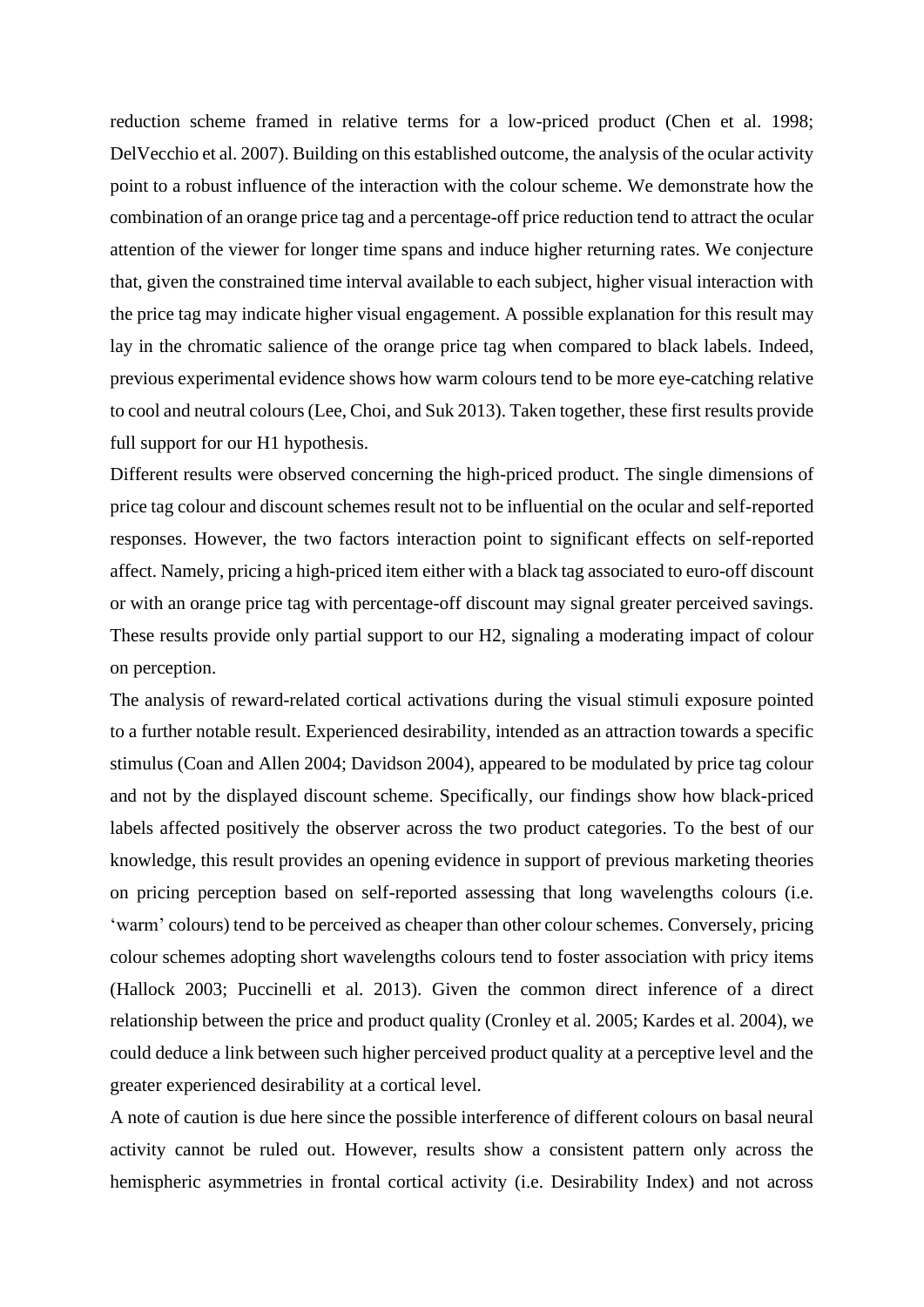reduction scheme framed in relative terms for a low-priced product (Chen et al. 1998; DelVecchio et al. 2007). Building on this established outcome, the analysis of the ocular activity point to a robust influence of the interaction with the colour scheme. We demonstrate how the combination of an orange price tag and a percentage-off price reduction tend to attract the ocular attention of the viewer for longer time spans and induce higher returning rates. We conjecture that, given the constrained time interval available to each subject, higher visual interaction with the price tag may indicate higher visual engagement. A possible explanation for this result may lay in the chromatic salience of the orange price tag when compared to black labels. Indeed, previous experimental evidence shows how warm colours tend to be more eye-catching relative to cool and neutral colours (Lee, Choi, and Suk 2013). Taken together, these first results provide full support for our H1 hypothesis.

Different results were observed concerning the high-priced product. The single dimensions of price tag colour and discount schemes result not to be influential on the ocular and self-reported responses. However, the two factors interaction point to significant effects on self-reported affect. Namely, pricing a high-priced item either with a black tag associated to euro-off discount or with an orange price tag with percentage-off discount may signal greater perceived savings. These results provide only partial support to our H2, signaling a moderating impact of colour on perception.

The analysis of reward-related cortical activations during the visual stimuli exposure pointed to a further notable result. Experienced desirability, intended as an attraction towards a specific stimulus (Coan and Allen 2004; Davidson 2004), appeared to be modulated by price tag colour and not by the displayed discount scheme. Specifically, our findings show how black-priced labels affected positively the observer across the two product categories. To the best of our knowledge, this result provides an opening evidence in support of previous marketing theories on pricing perception based on self-reported assessing that long wavelengths colours (i.e. 'warm' colours) tend to be perceived as cheaper than other colour schemes. Conversely, pricing colour schemes adopting short wavelengths colours tend to foster association with pricy items (Hallock 2003; Puccinelli et al. 2013). Given the common direct inference of a direct relationship between the price and product quality (Cronley et al. 2005; Kardes et al. 2004), we could deduce a link between such higher perceived product quality at a perceptive level and the greater experienced desirability at a cortical level.

A note of caution is due here since the possible interference of different colours on basal neural activity cannot be ruled out. However, results show a consistent pattern only across the hemispheric asymmetries in frontal cortical activity (i.e. Desirability Index) and not across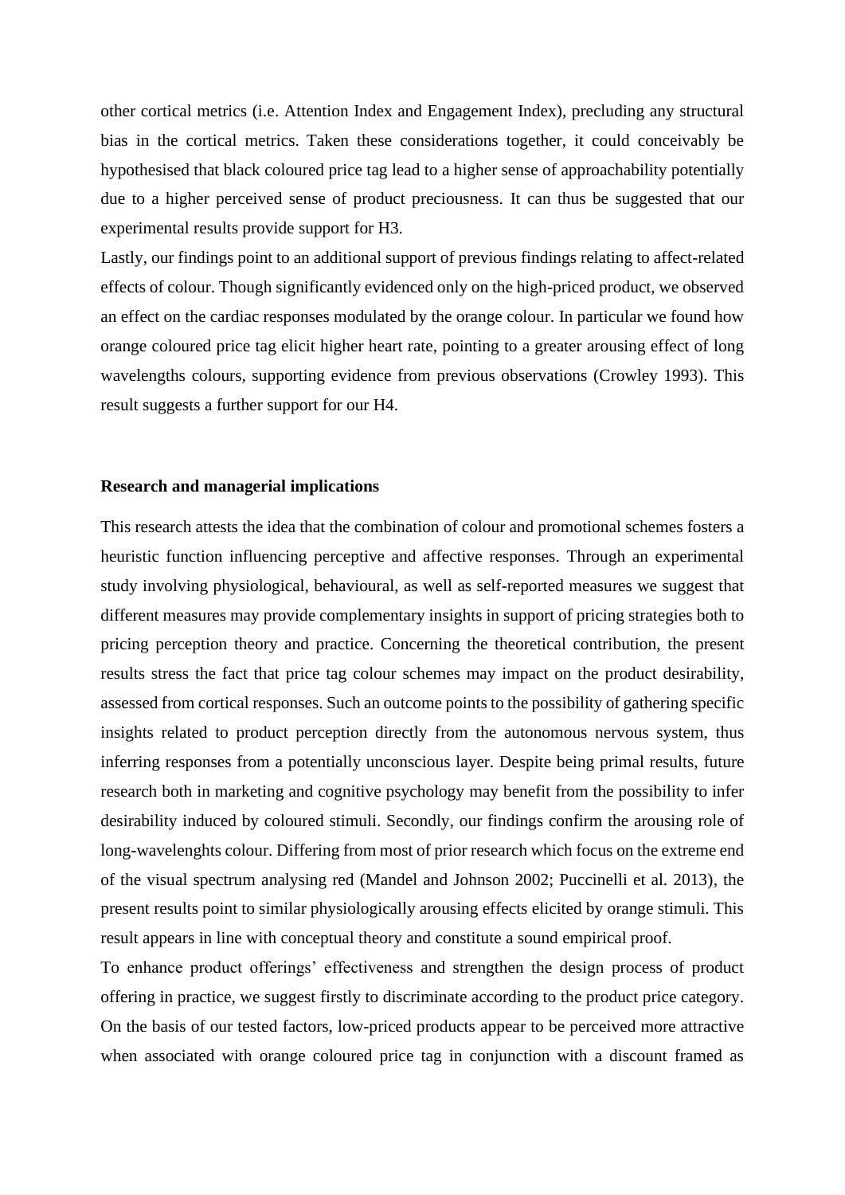other cortical metrics (i.e. Attention Index and Engagement Index), precluding any structural bias in the cortical metrics. Taken these considerations together, it could conceivably be hypothesised that black coloured price tag lead to a higher sense of approachability potentially due to a higher perceived sense of product preciousness. It can thus be suggested that our experimental results provide support for H3.

Lastly, our findings point to an additional support of previous findings relating to affect-related effects of colour. Though significantly evidenced only on the high-priced product, we observed an effect on the cardiac responses modulated by the orange colour. In particular we found how orange coloured price tag elicit higher heart rate, pointing to a greater arousing effect of long wavelengths colours, supporting evidence from previous observations (Crowley 1993). This result suggests a further support for our H4.

**Research and managerial implications**

This research attests the idea that the combination of colour and promotional schemes fosters a heuristic function influencing perceptive and affective responses. Through an experimental study involving physiological, behavioural, as well as self-reported measures we suggest that different measures may provide complementary insights in support of pricing strategies both to pricing perception theory and practice. Concerning the theoretical contribution, the present results stress the fact that price tag colour schemes may impact on the product desirability, assessed from cortical responses. Such an outcome points to the possibility of gathering specific insights related to product perception directly from the autonomous nervous system, thus inferring responses from a potentially unconscious layer. Despite being primal results, future research both in marketing and cognitive psychology may benefit from the possibility to infer desirability induced by coloured stimuli. Secondly, our findings confirm the arousing role of long-wavelenghts colour. Differing from most of prior research which focus on the extreme end of the visual spectrum analysing red (Mandel and Johnson 2002; Puccinelli et al. 2013), the present results point to similar physiologically arousing effects elicited by orange stimuli. This result appears in line with conceptual theory and constitute a sound empirical proof.

To enhance product offerings' effectiveness and strengthen the design process of product offering in practice, we suggest firstly to discriminate according to the product price category. On the basis of our tested factors, low-priced products appear to be perceived more attractive when associated with orange coloured price tag in conjunction with a discount framed as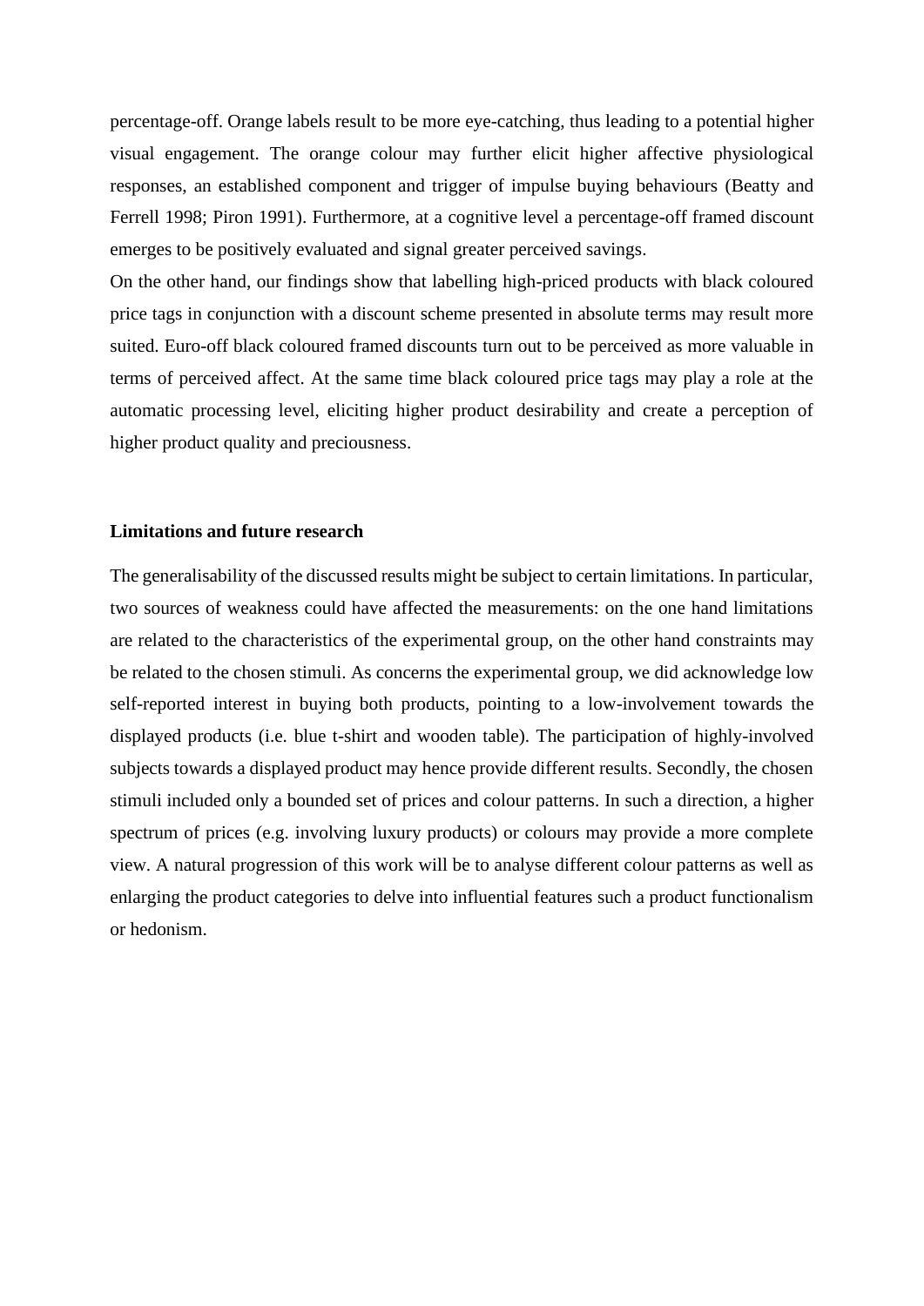percentage-off. Orange labels result to be more eye-catching, thus leading to a potential higher visual engagement. The orange colour may further elicit higher affective physiological responses, an established component and trigger of impulse buying behaviours (Beatty and Ferrell 1998; Piron 1991). Furthermore, at a cognitive level a percentage-off framed discount emerges to be positively evaluated and signal greater perceived savings.

On the other hand, our findings show that labelling high-priced products with black coloured price tags in conjunction with a discount scheme presented in absolute terms may result more suited. Euro-off black coloured framed discounts turn out to be perceived as more valuable in terms of perceived affect. At the same time black coloured price tags may play a role at the automatic processing level, eliciting higher product desirability and create a perception of higher product quality and preciousness.

**Limitations and future research**

The generalisability of the discussed results might be subject to certain limitations. In particular, two sources of weakness could have affected the measurements: on the one hand limitations are related to the characteristics of the experimental group, on the other hand constraints may be related to the chosen stimuli. As concerns the experimental group, we did acknowledge low self-reported interest in buying both products, pointing to a low-involvement towards the displayed products (i.e. blue t-shirt and wooden table). The participation of highly-involved subjects towards a displayed product may hence provide different results. Secondly, the chosen stimuli included only a bounded set of prices and colour patterns. In such a direction, a higher spectrum of prices (e.g. involving luxury products) or colours may provide a more complete view. A natural progression of this work will be to analyse different colour patterns as well as enlarging the product categories to delve into influential features such a product functionalism or hedonism.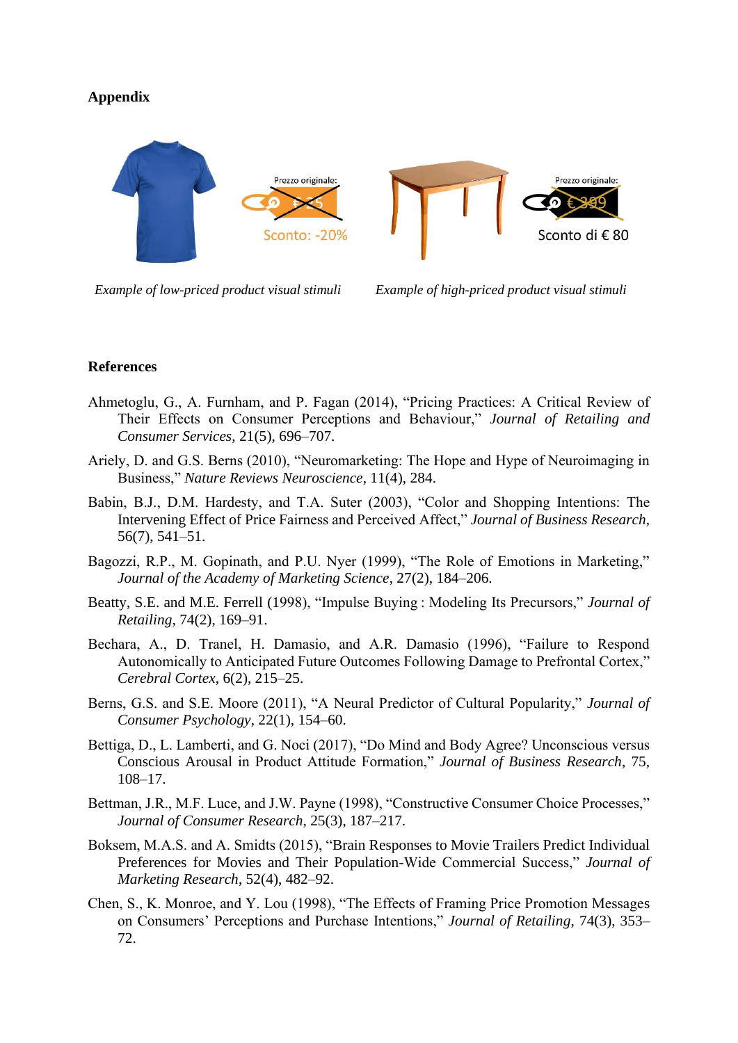## Appendix

*Example of low-priced product visual stimuli*

*Example of high-priced product visual stimuli*

## References

Ahmetoglu, G., A. Furnham, and P. Fagan (2014), "Pricing Practices: A Critical Review of Their Effects on Consumer Perceptions and Behaviour," *Journal of Retailing and Consumer Services*, 21(5), 696–707.

Ariely, D. and G.S. Berns (2010), "Neuromarketing: The Hope and Hype of Neuroimaging in Business," *Nature Reviews Neuroscience*, 11(4), 284.

Babin, B.J., D.M. Hardesty, and T.A. Suter (2003), "Color and Shopping Intentions: The Intervening Effect of Price Fairness and Perceived Affect," *Journal of Business Research*, 56(7), 541–51.

Bagozzi, R.P., M. Gopinath, and P.U. Nyer (1999), "The Role of Emotions in Marketing," *Journal of the Academy of Marketing Science*, 27(2), 184–206.

Beatty, S.E. and M.E. Ferrell (1998), "Impulse Buying : Modeling Its Precursors," *Journal of Retailing*, 74(2), 169–91.

Bechara, A., D. Tranel, H. Damasio, and A.R. Damasio (1996), "Failure to Respond Autonomically to Anticipated Future Outcomes Following Damage to Prefrontal Cortex," *Cerebral Cortex*, 6(2), 215–25.

Berns, G.S. and S.E. Moore (2011), "A Neural Predictor of Cultural Popularity," *Journal of Consumer Psychology*, 22(1), 154–60.

Bettiga, D., L. Lamberti, and G. Noci (2017), "Do Mind and Body Agree? Unconscious versus Conscious Arousal in Product Attitude Formation," *Journal of Business Research*, 75, 108–17.

Bettman, J.R., M.F. Luce, and J.W. Payne (1998), "Constructive Consumer Choice Processes," *Journal of Consumer Research*, 25(3), 187–217.

Boksem, M.A.S. and A. Smidts (2015), "Brain Responses to Movie Trailers Predict Individual Preferences for Movies and Their Population-Wide Commercial Success," *Journal of Marketing Research*, 52(4), 482–92.

Chen, S., K. Monroe, and Y. Lou (1998), "The Effects of Framing Price Promotion Messages on Consumers' Perceptions and Purchase Intentions," *Journal of Retailing*, 74(3), 353–72.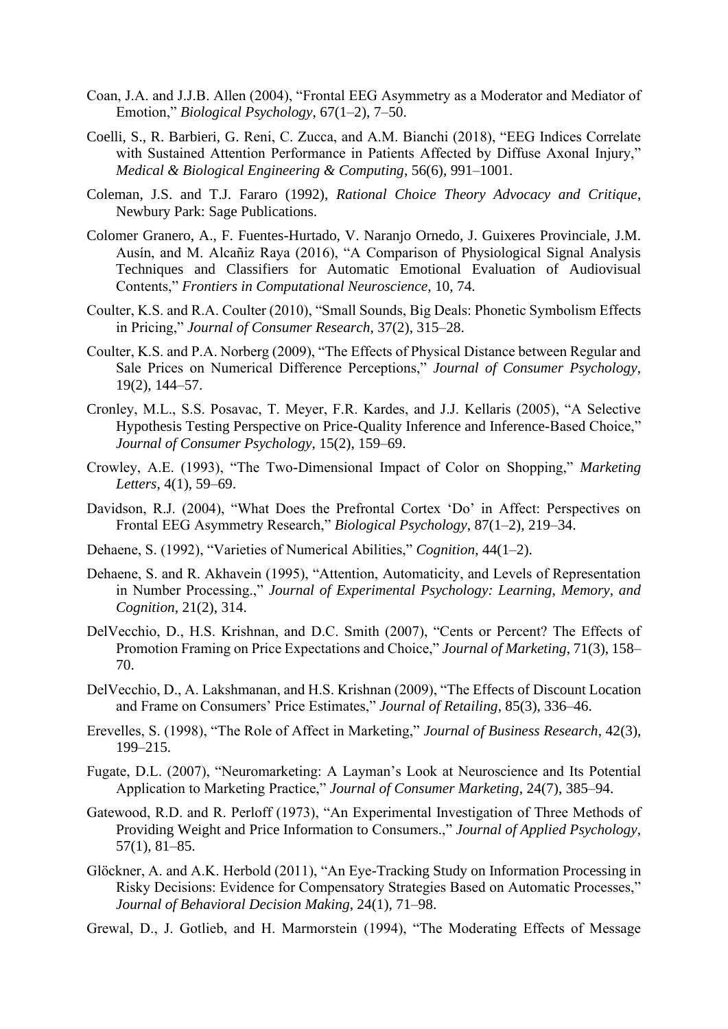Coan, J.A. and J.J.B. Allen (2004), "Frontal EEG Asymmetry as a Moderator and Mediator of Emotion," *Biological Psychology*, 67(1–2), 7–50.

Coelli, S., R. Barbieri, G. Reni, C. Zucca, and A.M. Bianchi (2018), "EEG Indices Correlate with Sustained Attention Performance in Patients Affected by Diffuse Axonal Injury," *Medical & Biological Engineering & Computing*, 56(6), 991–1001.

Coleman, J.S. and T.J. Fararo (1992), *Rational Choice Theory Advocacy and Critique*, Newbury Park: Sage Publications.

Colomer Granero, A., F. Fuentes-Hurtado, V. Naranjo Ornedo, J. Guixeres Provinciale, J.M. Ausín, and M. Alcañiz Raya (2016), "A Comparison of Physiological Signal Analysis Techniques and Classifiers for Automatic Emotional Evaluation of Audiovisual Contents," *Frontiers in Computational Neuroscience*, 10, 74.

Coulter, K.S. and R.A. Coulter (2010), "Small Sounds, Big Deals: Phonetic Symbolism Effects in Pricing," *Journal of Consumer Research*, 37(2), 315–28.

Coulter, K.S. and P.A. Norberg (2009), "The Effects of Physical Distance between Regular and Sale Prices on Numerical Difference Perceptions," *Journal of Consumer Psychology*, 19(2), 144–57.

Cronley, M.L., S.S. Posavac, T. Meyer, F.R. Kardes, and J.J. Kellaris (2005), "A Selective Hypothesis Testing Perspective on Price-Quality Inference and Inference-Based Choice," *Journal of Consumer Psychology*, 15(2), 159–69.

Crowley, A.E. (1993), "The Two-Dimensional Impact of Color on Shopping," *Marketing Letters*, 4(1), 59–69.

Davidson, R.J. (2004), "What Does the Prefrontal Cortex 'Do' in Affect: Perspectives on Frontal EEG Asymmetry Research," *Biological Psychology*, 87(1–2), 219–34.

Dehaene, S. (1992), "Varieties of Numerical Abilities," *Cognition*, 44(1–2).

Dehaene, S. and R. Akhavein (1995), "Attention, Automaticity, and Levels of Representation in Number Processing.," *Journal of Experimental Psychology: Learning, Memory, and Cognition*, 21(2), 314.

DelVecchio, D., H.S. Krishnan, and D.C. Smith (2007), "Cents or Percent? The Effects of Promotion Framing on Price Expectations and Choice," *Journal of Marketing*, 71(3), 158–70.

DelVecchio, D., A. Lakshmanan, and H.S. Krishnan (2009), "The Effects of Discount Location and Frame on Consumers' Price Estimates," *Journal of Retailing*, 85(3), 336–46.

Erevelles, S. (1998), "The Role of Affect in Marketing," *Journal of Business Research*, 42(3), 199–215.

Fugate, D.L. (2007), "Neuromarketing: A Layman's Look at Neuroscience and Its Potential Application to Marketing Practice," *Journal of Consumer Marketing*, 24(7), 385–94.

Gatewood, R.D. and R. Perloff (1973), "An Experimental Investigation of Three Methods of Providing Weight and Price Information to Consumers.," *Journal of Applied Psychology*, 57(1), 81–85.

Glöckner, A. and A.K. Herbold (2011), "An Eye-Tracking Study on Information Processing in Risky Decisions: Evidence for Compensatory Strategies Based on Automatic Processes," *Journal of Behavioral Decision Making*, 24(1), 71–98.

Grewal, D., J. Gotlieb, and H. Marmorstein (1994), "The Moderating Effects of Message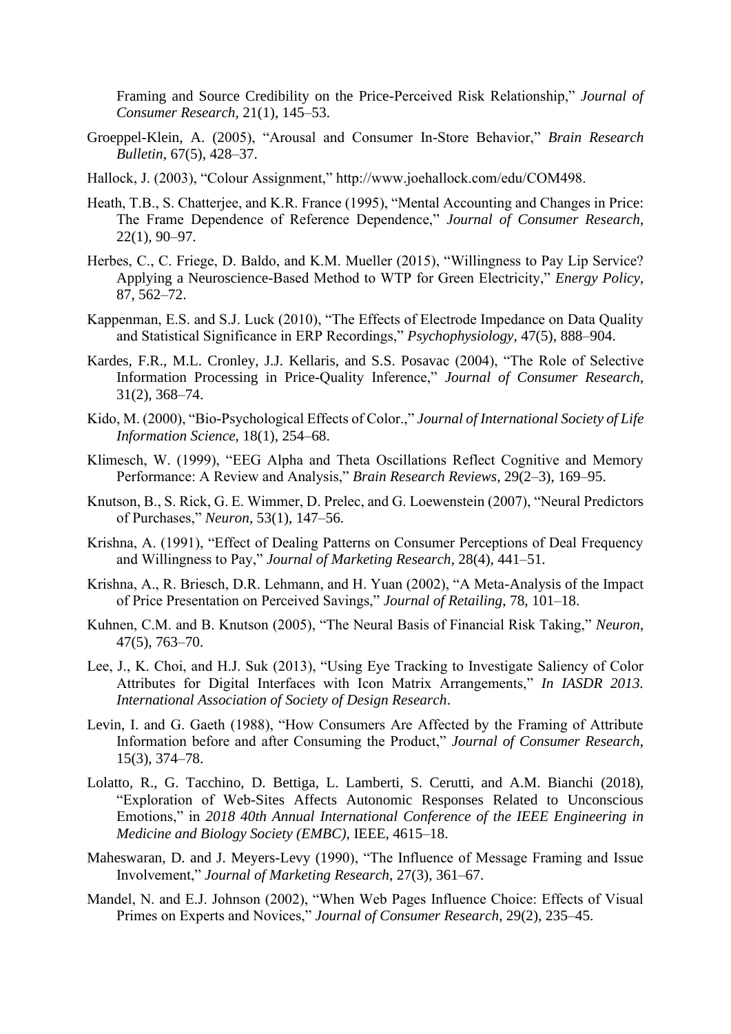Framing and Source Credibility on the Price-Perceived Risk Relationship," *Journal of Consumer Research*, 21(1), 145–53.

Groeppel-Klein, A. (2005), "Arousal and Consumer In-Store Behavior," *Brain Research Bulletin*, 67(5), 428–37.

Hallock, J. (2003), "Colour Assignment," http://www.joehallock.com/edu/COM498.

Heath, T.B., S. Chatterjee, and K.R. France (1995), "Mental Accounting and Changes in Price: The Frame Dependence of Reference Dependence," *Journal of Consumer Research*, 22(1), 90–97.

Herbes, C., C. Friege, D. Baldo, and K.M. Mueller (2015), "Willingness to Pay Lip Service? Applying a Neuroscience-Based Method to WTP for Green Electricity," *Energy Policy*, 87, 562–72.

Kappenman, E.S. and S.J. Luck (2010), "The Effects of Electrode Impedance on Data Quality and Statistical Significance in ERP Recordings," *Psychophysiology*, 47(5), 888–904.

Kardes, F.R., M.L. Cronley, J.J. Kellaris, and S.S. Posavac (2004), "The Role of Selective Information Processing in Price-Quality Inference," *Journal of Consumer Research*, 31(2), 368–74.

Kido, M. (2000), "Bio-Psychological Effects of Color.," *Journal of International Society of Life Information Science*, 18(1), 254–68.

Klimesch, W. (1999), "EEG Alpha and Theta Oscillations Reflect Cognitive and Memory Performance: A Review and Analysis," *Brain Research Reviews*, 29(2–3), 169–95.

Knutson, B., S. Rick, G. E. Wimmer, D. Prelec, and G. Loewenstein (2007), "Neural Predictors of Purchases," *Neuron*, 53(1), 147–56.

Krishna, A. (1991), "Effect of Dealing Patterns on Consumer Perceptions of Deal Frequency and Willingness to Pay," *Journal of Marketing Research*, 28(4), 441–51.

Krishna, A., R. Briesch, D.R. Lehmann, and H. Yuan (2002), "A Meta-Analysis of the Impact of Price Presentation on Perceived Savings," *Journal of Retailing*, 78, 101–18.

Kuhnen, C.M. and B. Knutson (2005), "The Neural Basis of Financial Risk Taking," *Neuron*, 47(5), 763–70.

Lee, J., K. Choi, and H.J. Suk (2013), "Using Eye Tracking to Investigate Saliency of Color Attributes for Digital Interfaces with Icon Matrix Arrangements," *In IASDR 2013. International Association of Society of Design Research*.

Levin, I. and G. Gaeth (1988), "How Consumers Are Affected by the Framing of Attribute Information before and after Consuming the Product," *Journal of Consumer Research*, 15(3), 374–78.

Lolatto, R., G. Tacchino, D. Bettiga, L. Lamberti, S. Cerutti, and A.M. Bianchi (2018), "Exploration of Web-Sites Affects Autonomic Responses Related to Unconscious Emotions," in *2018 40th Annual International Conference of the IEEE Engineering in Medicine and Biology Society (EMBC)*, IEEE, 4615–18.

Maheswaran, D. and J. Meyers-Levy (1990), "The Influence of Message Framing and Issue Involvement," *Journal of Marketing Research*, 27(3), 361–67.

Mandel, N. and E.J. Johnson (2002), "When Web Pages Influence Choice: Effects of Visual Primes on Experts and Novices," *Journal of Consumer Research*, 29(2), 235–45.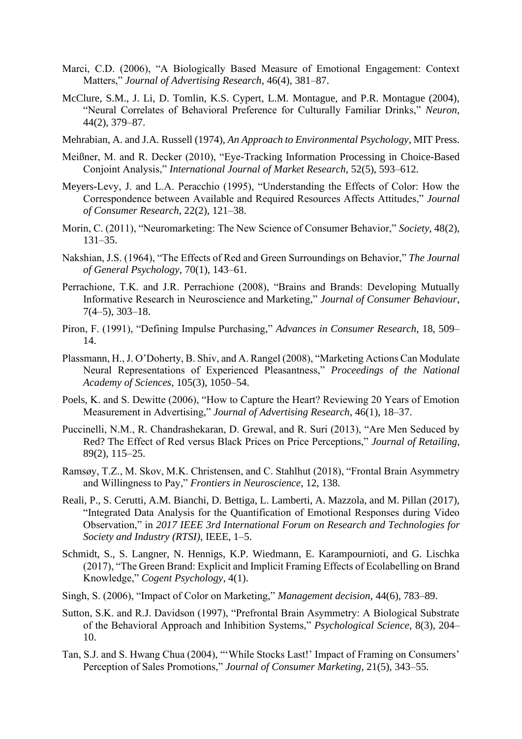Marci, C.D. (2006), "A Biologically Based Measure of Emotional Engagement: Context Matters," *Journal of Advertising Research*, 46(4), 381–87.

McClure, S.M., J. Li, D. Tomlin, K.S. Cypert, L.M. Montague, and P.R. Montague (2004), "Neural Correlates of Behavioral Preference for Culturally Familiar Drinks," *Neuron*, 44(2), 379–87.

Mehrabian, A. and J.A. Russell (1974), *An Approach to Environmental Psychology*, MIT Press.

Meißner, M. and R. Decker (2010), "Eye-Tracking Information Processing in Choice-Based Conjoint Analysis," *International Journal of Market Research*, 52(5), 593–612.

Meyers-Levy, J. and L.A. Peracchio (1995), "Understanding the Effects of Color: How the Correspondence between Available and Required Resources Affects Attitudes," *Journal of Consumer Research*, 22(2), 121–38.

Morin, C. (2011), "Neuromarketing: The New Science of Consumer Behavior," *Society*, 48(2), 131–35.

Nakshian, J.S. (1964), "The Effects of Red and Green Surroundings on Behavior," *The Journal of General Psychology*, 70(1), 143–61.

Perrachione, T.K. and J.R. Perrachione (2008), "Brains and Brands: Developing Mutually Informative Research in Neuroscience and Marketing," *Journal of Consumer Behaviour*, 7(4–5), 303–18.

Piron, F. (1991), "Defining Impulse Purchasing," *Advances in Consumer Research*, 18, 509–14.

Plassmann, H., J. O'Doherty, B. Shiv, and A. Rangel (2008), "Marketing Actions Can Modulate Neural Representations of Experienced Pleasantness," *Proceedings of the National Academy of Sciences*, 105(3), 1050–54.

Poels, K. and S. Dewitte (2006), "How to Capture the Heart? Reviewing 20 Years of Emotion Measurement in Advertising," *Journal of Advertising Research*, 46(1), 18–37.

Puccinelli, N.M., R. Chandrashekaran, D. Grewal, and R. Suri (2013), "Are Men Seduced by Red? The Effect of Red versus Black Prices on Price Perceptions," *Journal of Retailing*, 89(2), 115–25.

Ramsøy, T.Z., M. Skov, M.K. Christensen, and C. Stahlhut (2018), "Frontal Brain Asymmetry and Willingness to Pay," *Frontiers in Neuroscience*, 12, 138.

Reali, P., S. Cerutti, A.M. Bianchi, D. Bettiga, L. Lamberti, A. Mazzola, and M. Pillan (2017), "Integrated Data Analysis for the Quantification of Emotional Responses during Video Observation," in *2017 IEEE 3rd International Forum on Research and Technologies for Society and Industry (RTSI)*, IEEE, 1–5.

Schmidt, S., S. Langner, N. Hennigs, K.P. Wiedmann, E. Karampournioti, and G. Lischka (2017), "The Green Brand: Explicit and Implicit Framing Effects of Ecolabelling on Brand Knowledge," *Cogent Psychology*, 4(1).

Singh, S. (2006), "Impact of Color on Marketing," *Management decision*, 44(6), 783–89.

Sutton, S.K. and R.J. Davidson (1997), "Prefrontal Brain Asymmetry: A Biological Substrate of the Behavioral Approach and Inhibition Systems," *Psychological Science*, 8(3), 204–10.

Tan, S.J. and S. Hwang Chua (2004), "'While Stocks Last!' Impact of Framing on Consumers' Perception of Sales Promotions," *Journal of Consumer Marketing*, 21(5), 343–55.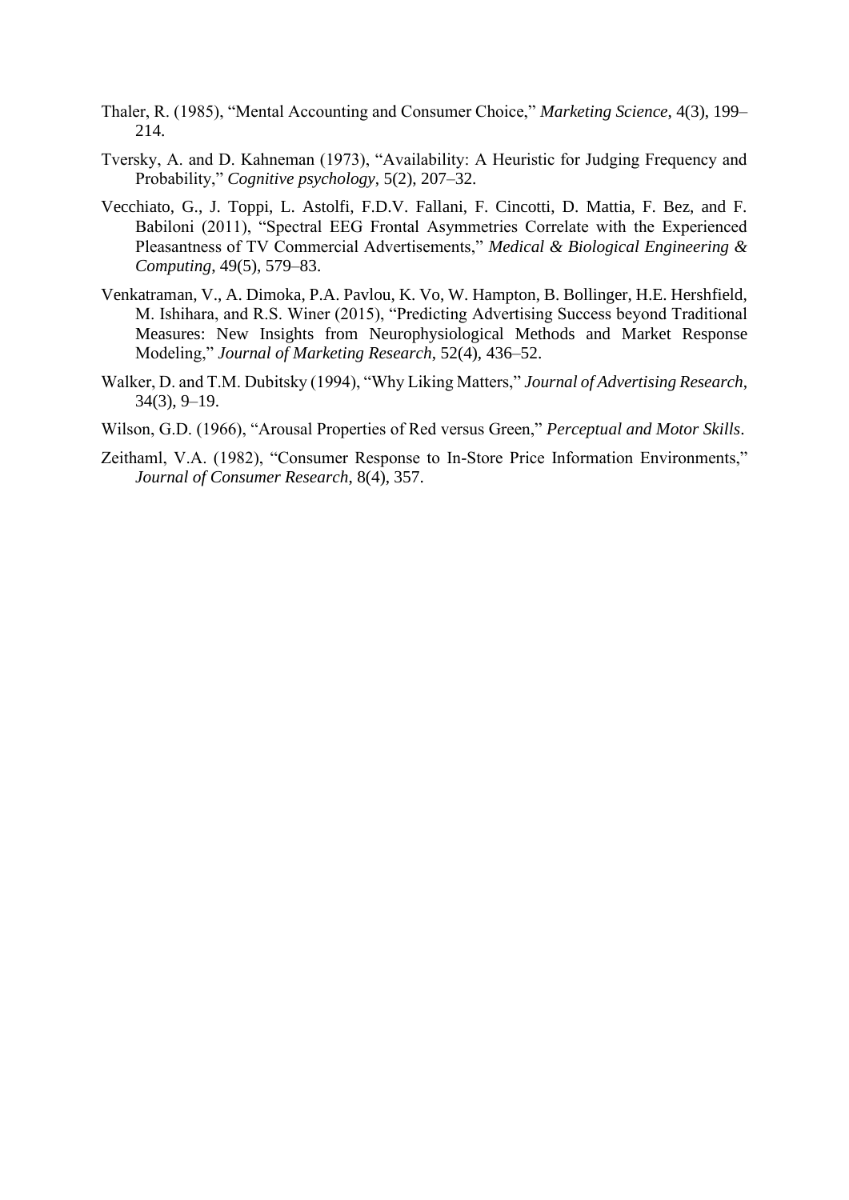Thaler, R. (1985), “Mental Accounting and Consumer Choice,” *Marketing Science*, 4(3), 199–214.

Tversky, A. and D. Kahneman (1973), “Availability: A Heuristic for Judging Frequency and Probability,” *Cognitive psychology*, 5(2), 207–32.

Vecchiato, G., J. Toppi, L. Astolfi, F.D.V. Fallani, F. Cincotti, D. Mattia, F. Bez, and F. Babiloni (2011), “Spectral EEG Frontal Asymmetries Correlate with the Experienced Pleasantness of TV Commercial Advertisements,” *Medical & Biological Engineering & Computing*, 49(5), 579–83.

Venkatraman, V., A. Dimoka, P.A. Pavlou, K. Vo, W. Hampton, B. Bollinger, H.E. Hershfield, M. Ishihara, and R.S. Winer (2015), “Predicting Advertising Success beyond Traditional Measures: New Insights from Neurophysiological Methods and Market Response Modeling,” *Journal of Marketing Research*, 52(4), 436–52.

Walker, D. and T.M. Dubitsky (1994), “Why Liking Matters,” *Journal of Advertising Research*, 34(3), 9–19.

Wilson, G.D. (1966), “Arousal Properties of Red versus Green,” *Perceptual and Motor Skills*.

Zeithaml, V.A. (1982), “Consumer Response to In-Store Price Information Environments,” *Journal of Consumer Research*, 8(4), 357.